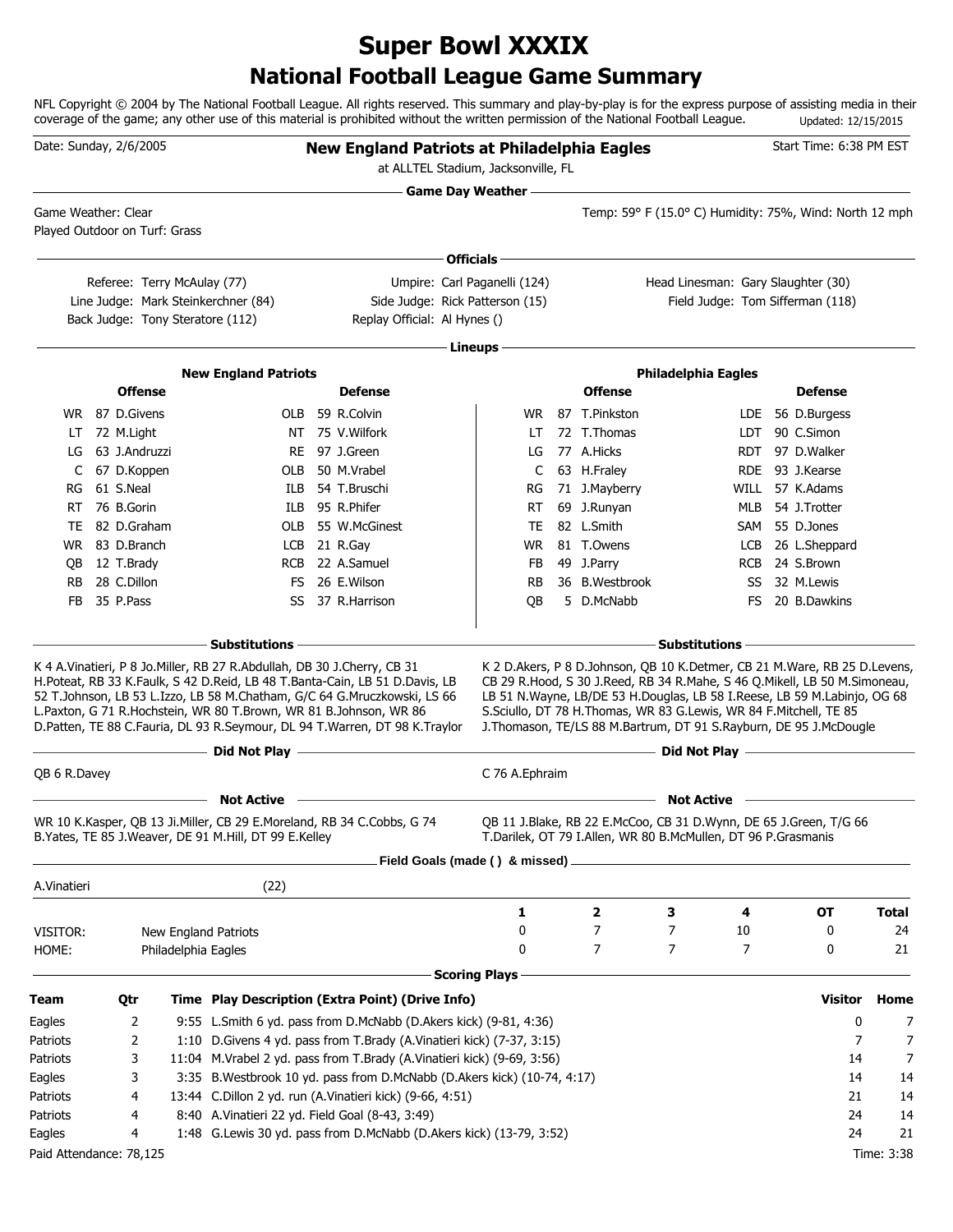# Super Bowl XXXIX
## National Football League Game Summary

NFL Copyright © 2004 by The National Football League. All rights reserved. This summary and play-by-play is for the express purpose of assisting media in their coverage of the game; any other use of this material is prohibited without the written permission of the National Football League. Updated: 12/15/2015

Date: Sunday, 2/6/2005

**New England Patriots at Philadelphia Eagles**

at ALLTEL Stadium, Jacksonville, FL

Start Time: 6:38 PM EST

### Game Day Weather

Game Weather: Clear
Played Outdoor on Turf: Grass

Temp: 59° F (15.0° C) Humidity: 75%, Wind: North 12 mph

### Officials

Referee: Terry McAulay (77)
Umpire: Carl Paganelli (124)
Head Linesman: Gary Slaughter (30)
Line Judge: Mark Steinkerchner (84)
Side Judge: Rick Patterson (15)
Field Judge: Tom Sifferman (118)
Back Judge: Tony Steratore (112)
Replay Official: Al Hynes ()

### Lineups

**New England Patriots**

| Offense | | | Defense | | |
|---|---|---|---|---|---|
| WR | 87 | D.Givens | OLB | 59 | R.Colvin |
| LT | 72 | M.Light | NT | 75 | V.Wilfork |
| LG | 63 | J.Andruzzi | RE | 97 | J.Green |
| C | 67 | D.Koppen | OLB | 50 | M.Vrabel |
| RG | 61 | S.Neal | ILB | 54 | T.Bruschi |
| RT | 76 | B.Gorin | ILB | 95 | R.Phifer |
| TE | 82 | D.Graham | OLB | 55 | W.McGinest |
| WR | 83 | D.Branch | LCB | 21 | R.Gay |
| QB | 12 | T.Brady | RCB | 22 | A.Samuel |
| RB | 28 | C.Dillon | FS | 26 | E.Wilson |
| FB | 35 | P.Pass | SS | 37 | R.Harrison |

**Philadelphia Eagles**

| Offense | | | Defense | | |
|---|---|---|---|---|---|
| WR | 87 | T.Pinkston | LDE | 56 | D.Burgess |
| LT | 72 | T.Thomas | LDT | 90 | C.Simon |
| LG | 77 | A.Hicks | RDT | 97 | D.Walker |
| C | 63 | H.Fraley | RDE | 93 | J.Kearse |
| RG | 71 | J.Mayberry | WILL | 57 | K.Adams |
| RT | 69 | J.Runyan | MLB | 54 | J.Trotter |
| TE | 82 | L.Smith | SAM | 55 | D.Jones |
| WR | 81 | T.Owens | LCB | 26 | L.Sheppard |
| FB | 49 | J.Parry | RCB | 24 | S.Brown |
| RB | 36 | B.Westbrook | SS | 32 | M.Lewis |
| QB | 5 | D.McNabb | FS | 20 | B.Dawkins |

### Substitutions

**New England Patriots:** K 4 A.Vinatieri, P 8 Jo.Miller, RB 27 R.Abdullah, DB 30 J.Cherry, CB 31 H.Poteat, RB 33 K.Faulk, S 42 D.Reid, LB 48 T.Banta-Cain, LB 51 D.Davis, LB 52 T.Johnson, LB 53 L.Izzo, LB 58 M.Chatham, G/C 64 G.Mruczkowski, LS 66 L.Paxton, G 71 R.Hochstein, WR 80 T.Brown, WR 81 B.Johnson, WR 86 D.Patten, TE 88 C.Fauria, DL 93 R.Seymour, DL 94 T.Warren, DT 98 K.Traylor

**Philadelphia Eagles:** K 2 D.Akers, P 8 D.Johnson, QB 10 K.Detmer, CB 21 M.Ware, RB 25 D.Levens, CB 29 R.Hood, S 30 J.Reed, RB 34 R.Mahe, S 46 Q.Mikell, LB 50 M.Simoneau, LB 51 N.Wayne, LB/DE 53 H.Douglas, LB 58 I.Reese, LB 59 M.Labinjo, OG 68 S.Sciullo, DT 78 H.Thomas, WR 83 G.Lewis, WR 84 F.Mitchell, TE 85 J.Thomason, TE/LS 88 M.Bartrum, DT 91 S.Rayburn, DE 95 J.McDougle

### Did Not Play

**New England Patriots:** QB 6 R.Davey

**Philadelphia Eagles:** C 76 A.Ephraim

### Not Active

**New England Patriots:** WR 10 K.Kasper, QB 13 Ji.Miller, CB 29 E.Moreland, RB 34 C.Cobbs, G 74 B.Yates, TE 85 J.Weaver, DE 91 M.Hill, DT 99 E.Kelley

**Philadelphia Eagles:** QB 11 J.Blake, RB 22 E.McCoo, CB 31 D.Wynn, DE 65 J.Green, T/G 66 T.Darilek, OT 79 I.Allen, WR 80 B.McMullen, DT 96 P.Grasmanis

### Field Goals (made () & missed)

A.Vinatieri (22)

| | | 1 | 2 | 3 | 4 | OT | Total |
|---|---|---|---|---|---|---|---|
| VISITOR: | New England Patriots | 0 | 7 | 7 | 10 | 0 | 24 |
| HOME: | Philadelphia Eagles | 0 | 7 | 7 | 7 | 0 | 21 |

### Scoring Plays

| Team | Qtr | Time | Play Description (Extra Point) (Drive Info) | Visitor | Home |
|---|---|---|---|---|---|
| Eagles | 2 | 9:55 | L.Smith 6 yd. pass from D.McNabb (D.Akers kick) (9-81, 4:36) | 0 | 7 |
| Patriots | 2 | 1:10 | D.Givens 4 yd. pass from T.Brady (A.Vinatieri kick) (7-37, 3:15) | 7 | 7 |
| Patriots | 3 | 11:04 | M.Vrabel 2 yd. pass from T.Brady (A.Vinatieri kick) (9-69, 3:56) | 14 | 7 |
| Eagles | 3 | 3:35 | B.Westbrook 10 yd. pass from D.McNabb (D.Akers kick) (10-74, 4:17) | 14 | 14 |
| Patriots | 4 | 13:44 | C.Dillon 2 yd. run (A.Vinatieri kick) (9-66, 4:51) | 21 | 14 |
| Patriots | 4 | 8:40 | A.Vinatieri 22 yd. Field Goal (8-43, 3:49) | 24 | 14 |
| Eagles | 4 | 1:48 | G.Lewis 30 yd. pass from D.McNabb (D.Akers kick) (13-79, 3:52) | 24 | 21 |

Paid Attendance: 78,125

Time: 3:38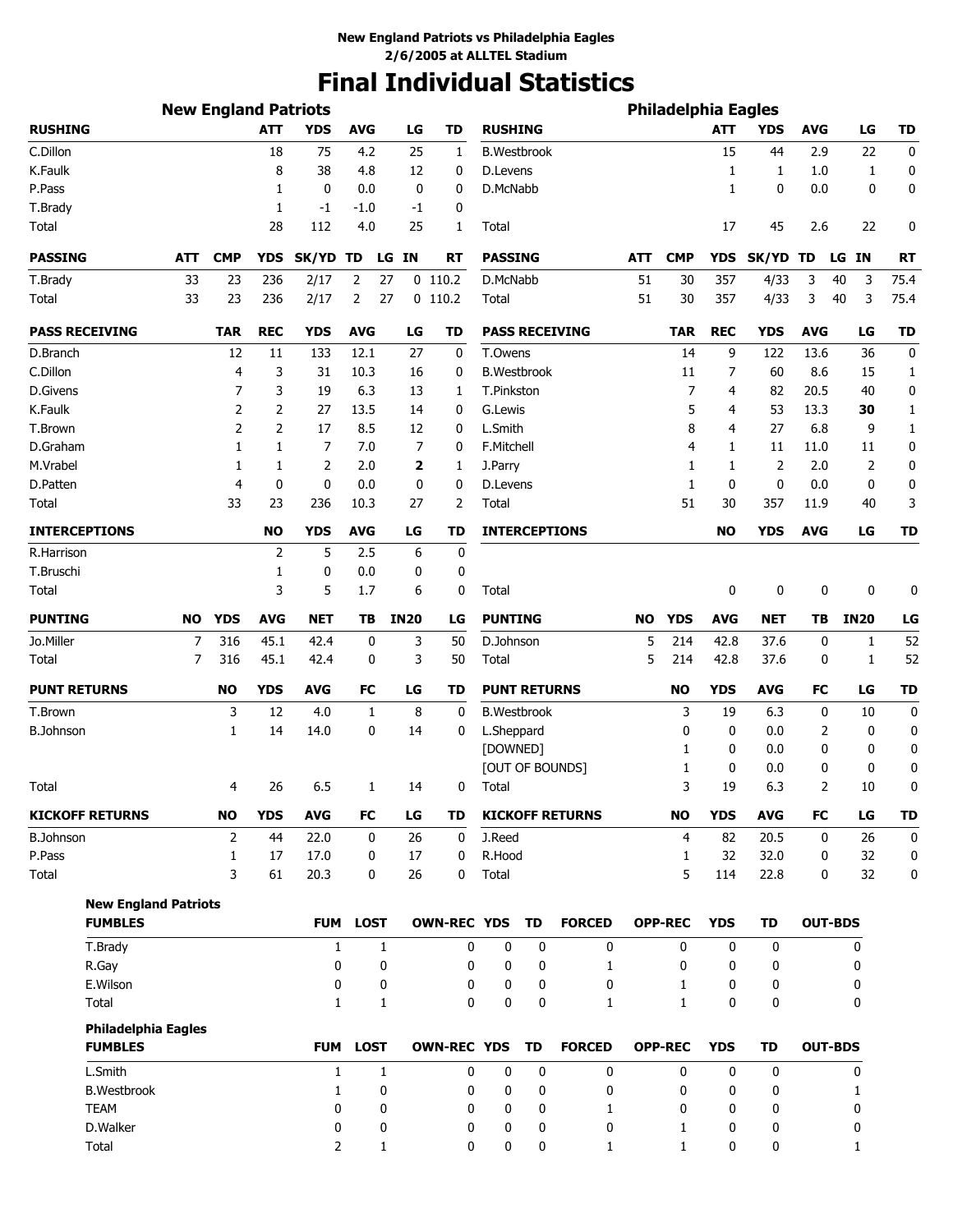**New England Patriots vs Philadelphia Eagles**
**2/6/2005 at ALLTEL Stadium**

# Final Individual Statistics

## New England Patriots

| RUSHING | ATT | YDS | AVG | LG | TD |
|---|---|---|---|---|---|
| C.Dillon | 18 | 75 | 4.2 | 25 | 1 |
| K.Faulk | 8 | 38 | 4.8 | 12 | 0 |
| P.Pass | 1 | 0 | 0.0 | 0 | 0 |
| T.Brady | 1 | -1 | -1.0 | -1 | 0 |
| Total | 28 | 112 | 4.0 | 25 | 1 |

| PASSING | ATT | CMP | YDS | SK/YD | TD | LG | IN | RT |
|---|---|---|---|---|---|---|---|---|
| T.Brady | 33 | 23 | 236 | 2/17 | 2 | 27 | 0 | 110.2 |
| Total | 33 | 23 | 236 | 2/17 | 2 | 27 | 0 | 110.2 |

| PASS RECEIVING | TAR | REC | YDS | AVG | LG | TD |
|---|---|---|---|---|---|---|
| D.Branch | 12 | 11 | 133 | 12.1 | 27 | 0 |
| C.Dillon | 4 | 3 | 31 | 10.3 | 16 | 0 |
| D.Givens | 7 | 3 | 19 | 6.3 | 13 | 1 |
| K.Faulk | 2 | 2 | 27 | 13.5 | 14 | 0 |
| T.Brown | 2 | 2 | 17 | 8.5 | 12 | 0 |
| D.Graham | 1 | 1 | 7 | 7.0 | 7 | 0 |
| M.Vrabel | 1 | 1 | 2 | 2.0 | **2** | 1 |
| D.Patten | 4 | 0 | 0 | 0.0 | 0 | 0 |
| Total | 33 | 23 | 236 | 10.3 | 27 | 2 |

| INTERCEPTIONS | NO | YDS | AVG | LG | TD |
|---|---|---|---|---|---|
| R.Harrison | 2 | 5 | 2.5 | 6 | 0 |
| T.Bruschi | 1 | 0 | 0.0 | 0 | 0 |
| Total | 3 | 5 | 1.7 | 6 | 0 |

| PUNTING | NO | YDS | AVG | NET | TB | IN20 | LG |
|---|---|---|---|---|---|---|---|
| Jo.Miller | 7 | 316 | 45.1 | 42.4 | 0 | 3 | 50 |
| Total | 7 | 316 | 45.1 | 42.4 | 0 | 3 | 50 |

| PUNT RETURNS | NO | YDS | AVG | FC | LG | TD |
|---|---|---|---|---|---|---|
| T.Brown | 3 | 12 | 4.0 | 1 | 8 | 0 |
| B.Johnson | 1 | 14 | 14.0 | 0 | 14 | 0 |
| Total | 4 | 26 | 6.5 | 1 | 14 | 0 |

| KICKOFF RETURNS | NO | YDS | AVG | FC | LG | TD |
|---|---|---|---|---|---|---|
| B.Johnson | 2 | 44 | 22.0 | 0 | 26 | 0 |
| P.Pass | 1 | 17 | 17.0 | 0 | 17 | 0 |
| Total | 3 | 61 | 20.3 | 0 | 26 | 0 |

## Philadelphia Eagles

| RUSHING | ATT | YDS | AVG | LG | TD |
|---|---|---|---|---|---|
| B.Westbrook | 15 | 44 | 2.9 | 22 | 0 |
| D.Levens | 1 | 1 | 1.0 | 1 | 0 |
| D.McNabb | 1 | 0 | 0.0 | 0 | 0 |
| Total | 17 | 45 | 2.6 | 22 | 0 |

| PASSING | ATT | CMP | YDS | SK/YD | TD | LG | IN | RT |
|---|---|---|---|---|---|---|---|---|
| D.McNabb | 51 | 30 | 357 | 4/33 | 3 | 40 | 3 | 75.4 |
| Total | 51 | 30 | 357 | 4/33 | 3 | 40 | 3 | 75.4 |

| PASS RECEIVING | TAR | REC | YDS | AVG | LG | TD |
|---|---|---|---|---|---|---|
| T.Owens | 14 | 9 | 122 | 13.6 | 36 | 0 |
| B.Westbrook | 11 | 7 | 60 | 8.6 | 15 | 1 |
| T.Pinkston | 7 | 4 | 82 | 20.5 | 40 | 0 |
| G.Lewis | 5 | 4 | 53 | 13.3 | **30** | 1 |
| L.Smith | 8 | 4 | 27 | 6.8 | 9 | 1 |
| F.Mitchell | 4 | 1 | 11 | 11.0 | 11 | 0 |
| J.Parry | 1 | 1 | 2 | 2.0 | 2 | 0 |
| D.Levens | 1 | 0 | 0 | 0.0 | 0 | 0 |
| Total | 51 | 30 | 357 | 11.9 | 40 | 3 |

| INTERCEPTIONS | NO | YDS | AVG | LG | TD |
|---|---|---|---|---|---|
| Total | 0 | 0 | 0 | 0 | 0 |

| PUNTING | NO | YDS | AVG | NET | TB | IN20 | LG |
|---|---|---|---|---|---|---|---|
| D.Johnson | 5 | 214 | 42.8 | 37.6 | 0 | 1 | 52 |
| Total | 5 | 214 | 42.8 | 37.6 | 0 | 1 | 52 |

| PUNT RETURNS | NO | YDS | AVG | FC | LG | TD |
|---|---|---|---|---|---|---|
| B.Westbrook | 3 | 19 | 6.3 | 0 | 10 | 0 |
| L.Sheppard | 0 | 0 | 0.0 | 2 | 0 | 0 |
| [DOWNED] | 1 | 0 | 0.0 | 0 | 0 | 0 |
| [OUT OF BOUNDS] | 1 | 0 | 0.0 | 0 | 0 | 0 |
| Total | 3 | 19 | 6.3 | 2 | 10 | 0 |

| KICKOFF RETURNS | NO | YDS | AVG | FC | LG | TD |
|---|---|---|---|---|---|---|
| J.Reed | 4 | 82 | 20.5 | 0 | 26 | 0 |
| R.Hood | 1 | 32 | 32.0 | 0 | 32 | 0 |
| Total | 5 | 114 | 22.8 | 0 | 32 | 0 |

**New England Patriots**

| FUMBLES | FUM | LOST | OWN-REC | YDS | TD | FORCED | OPP-REC | YDS | TD | OUT-BDS |
|---|---|---|---|---|---|---|---|---|---|---|
| T.Brady | 1 | 1 | 0 | 0 | 0 | 0 | 0 | 0 | 0 | 0 |
| R.Gay | 0 | 0 | 0 | 0 | 0 | 1 | 0 | 0 | 0 | 0 |
| E.Wilson | 0 | 0 | 0 | 0 | 0 | 0 | 1 | 0 | 0 | 0 |
| Total | 1 | 1 | 0 | 0 | 0 | 1 | 1 | 0 | 0 | 0 |

**Philadelphia Eagles**

| FUMBLES | FUM | LOST | OWN-REC | YDS | TD | FORCED | OPP-REC | YDS | TD | OUT-BDS |
|---|---|---|---|---|---|---|---|---|---|---|
| L.Smith | 1 | 1 | 0 | 0 | 0 | 0 | 0 | 0 | 0 | 0 |
| B.Westbrook | 1 | 0 | 0 | 0 | 0 | 0 | 0 | 0 | 0 | 1 |
| TEAM | 0 | 0 | 0 | 0 | 0 | 1 | 0 | 0 | 0 | 0 |
| D.Walker | 0 | 0 | 0 | 0 | 0 | 0 | 1 | 0 | 0 | 0 |
| Total | 2 | 1 | 0 | 0 | 0 | 1 | 1 | 0 | 0 | 1 |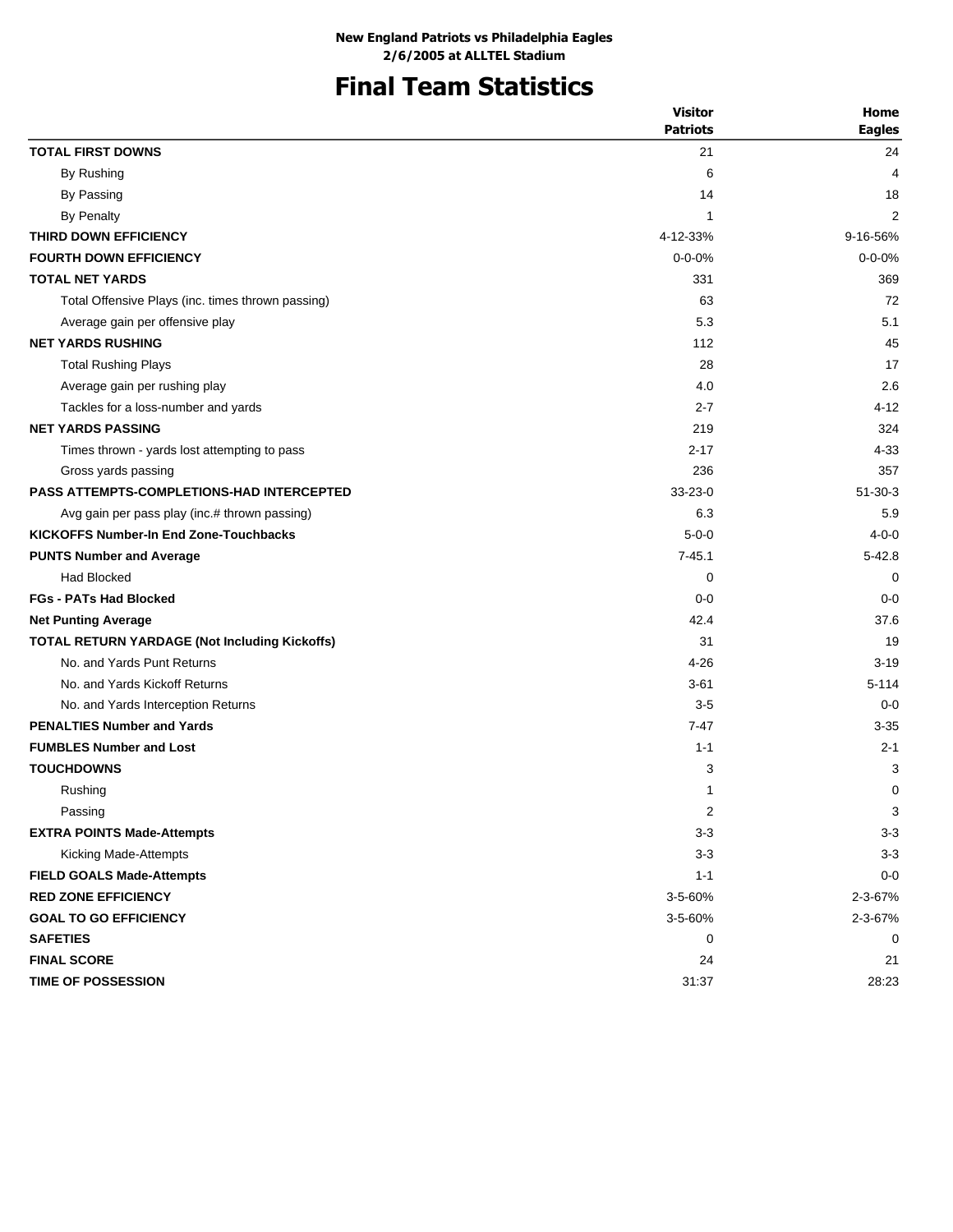**New England Patriots vs Philadelphia Eagles**
**2/6/2005 at ALLTEL Stadium**

# Final Team Statistics

| | Visitor Patriots | Home Eagles |
|---|---|---|
| **TOTAL FIRST DOWNS** | 21 | 24 |
| By Rushing | 6 | 4 |
| By Passing | 14 | 18 |
| By Penalty | 1 | 2 |
| **THIRD DOWN EFFICIENCY** | 4-12-33% | 9-16-56% |
| **FOURTH DOWN EFFICIENCY** | 0-0-0% | 0-0-0% |
| **TOTAL NET YARDS** | 331 | 369 |
| Total Offensive Plays (inc. times thrown passing) | 63 | 72 |
| Average gain per offensive play | 5.3 | 5.1 |
| **NET YARDS RUSHING** | 112 | 45 |
| Total Rushing Plays | 28 | 17 |
| Average gain per rushing play | 4.0 | 2.6 |
| Tackles for a loss-number and yards | 2-7 | 4-12 |
| **NET YARDS PASSING** | 219 | 324 |
| Times thrown - yards lost attempting to pass | 2-17 | 4-33 |
| Gross yards passing | 236 | 357 |
| **PASS ATTEMPTS-COMPLETIONS-HAD INTERCEPTED** | 33-23-0 | 51-30-3 |
| Avg gain per pass play (inc.# thrown passing) | 6.3 | 5.9 |
| **KICKOFFS Number-In End Zone-Touchbacks** | 5-0-0 | 4-0-0 |
| **PUNTS Number and Average** | 7-45.1 | 5-42.8 |
| Had Blocked | 0 | 0 |
| **FGs - PATs Had Blocked** | 0-0 | 0-0 |
| **Net Punting Average** | 42.4 | 37.6 |
| **TOTAL RETURN YARDAGE (Not Including Kickoffs)** | 31 | 19 |
| No. and Yards Punt Returns | 4-26 | 3-19 |
| No. and Yards Kickoff Returns | 3-61 | 5-114 |
| No. and Yards Interception Returns | 3-5 | 0-0 |
| **PENALTIES Number and Yards** | 7-47 | 3-35 |
| **FUMBLES Number and Lost** | 1-1 | 2-1 |
| **TOUCHDOWNS** | 3 | 3 |
| Rushing | 1 | 0 |
| Passing | 2 | 3 |
| **EXTRA POINTS Made-Attempts** | 3-3 | 3-3 |
| Kicking Made-Attempts | 3-3 | 3-3 |
| **FIELD GOALS Made-Attempts** | 1-1 | 0-0 |
| **RED ZONE EFFICIENCY** | 3-5-60% | 2-3-67% |
| **GOAL TO GO EFFICIENCY** | 3-5-60% | 2-3-67% |
| **SAFETIES** | 0 | 0 |
| **FINAL SCORE** | 24 | 21 |
| **TIME OF POSSESSION** | 31:37 | 28:23 |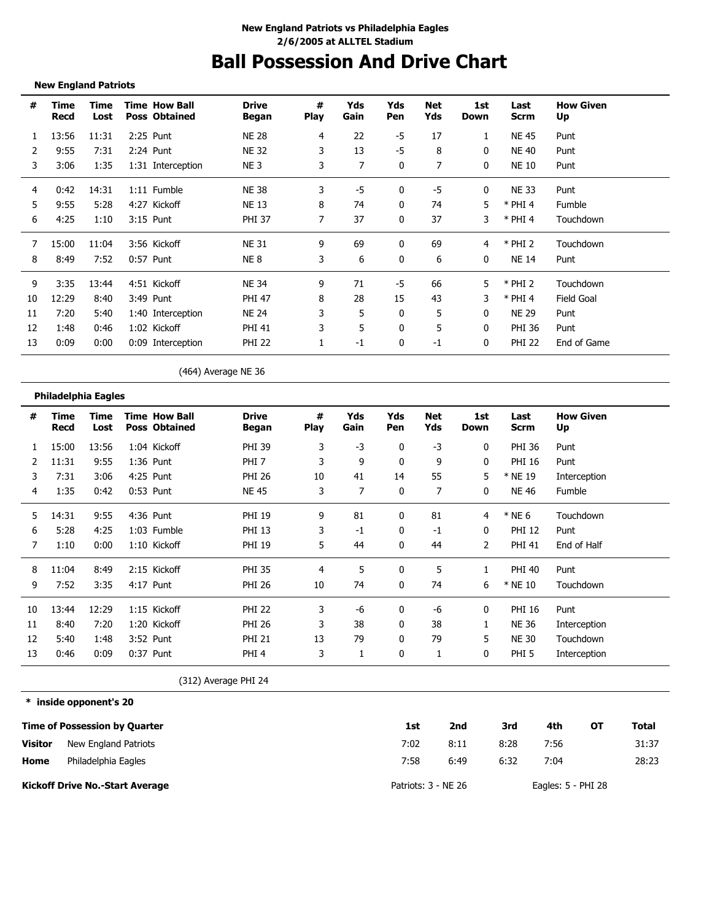**New England Patriots vs Philadelphia Eagles**
**2/6/2005 at ALLTEL Stadium**

# Ball Possession And Drive Chart

**New England Patriots**

| # | Time Recd | Time Lost | Time Poss | How Ball Obtained | Drive Began | # Play | Yds Gain | Yds Pen | Net Yds | 1st Down | Last Scrm | How Given Up |
|---|---|---|---|---|---|---|---|---|---|---|---|---|
| 1 | 13:56 | 11:31 | 2:25 | Punt | NE 28 | 4 | 22 | -5 | 17 | 1 | NE 45 | Punt |
| 2 | 9:55 | 7:31 | 2:24 | Punt | NE 32 | 3 | 13 | -5 | 8 | 0 | NE 40 | Punt |
| 3 | 3:06 | 1:35 | 1:31 | Interception | NE 3 | 3 | 7 | 0 | 7 | 0 | NE 10 | Punt |
| 4 | 0:42 | 14:31 | 1:11 | Fumble | NE 38 | 3 | -5 | 0 | -5 | 0 | NE 33 | Punt |
| 5 | 9:55 | 5:28 | 4:27 | Kickoff | NE 13 | 8 | 74 | 0 | 74 | 5 | * PHI 4 | Fumble |
| 6 | 4:25 | 1:10 | 3:15 | Punt | PHI 37 | 7 | 37 | 0 | 37 | 3 | * PHI 4 | Touchdown |
| 7 | 15:00 | 11:04 | 3:56 | Kickoff | NE 31 | 9 | 69 | 0 | 69 | 4 | * PHI 2 | Touchdown |
| 8 | 8:49 | 7:52 | 0:57 | Punt | NE 8 | 3 | 6 | 0 | 6 | 0 | NE 14 | Punt |
| 9 | 3:35 | 13:44 | 4:51 | Kickoff | NE 34 | 9 | 71 | -5 | 66 | 5 | * PHI 2 | Touchdown |
| 10 | 12:29 | 8:40 | 3:49 | Punt | PHI 47 | 8 | 28 | 15 | 43 | 3 | * PHI 4 | Field Goal |
| 11 | 7:20 | 5:40 | 1:40 | Interception | NE 24 | 3 | 5 | 0 | 5 | 0 | NE 29 | Punt |
| 12 | 1:48 | 0:46 | 1:02 | Kickoff | PHI 41 | 3 | 5 | 0 | 5 | 0 | PHI 36 | Punt |
| 13 | 0:09 | 0:00 | 0:09 | Interception | PHI 22 | 1 | -1 | 0 | -1 | 0 | PHI 22 | End of Game |

(464) Average NE 36

**Philadelphia Eagles**

| # | Time Recd | Time Lost | Time Poss | How Ball Obtained | Drive Began | # Play | Yds Gain | Yds Pen | Net Yds | 1st Down | Last Scrm | How Given Up |
|---|---|---|---|---|---|---|---|---|---|---|---|---|
| 1 | 15:00 | 13:56 | 1:04 | Kickoff | PHI 39 | 3 | -3 | 0 | -3 | 0 | PHI 36 | Punt |
| 2 | 11:31 | 9:55 | 1:36 | Punt | PHI 7 | 3 | 9 | 0 | 9 | 0 | PHI 16 | Punt |
| 3 | 7:31 | 3:06 | 4:25 | Punt | PHI 26 | 10 | 41 | 14 | 55 | 5 | * NE 19 | Interception |
| 4 | 1:35 | 0:42 | 0:53 | Punt | NE 45 | 3 | 7 | 0 | 7 | 0 | NE 46 | Fumble |
| 5 | 14:31 | 9:55 | 4:36 | Punt | PHI 19 | 9 | 81 | 0 | 81 | 4 | * NE 6 | Touchdown |
| 6 | 5:28 | 4:25 | 1:03 | Fumble | PHI 13 | 3 | -1 | 0 | -1 | 0 | PHI 12 | Punt |
| 7 | 1:10 | 0:00 | 1:10 | Kickoff | PHI 19 | 5 | 44 | 0 | 44 | 2 | PHI 41 | End of Half |
| 8 | 11:04 | 8:49 | 2:15 | Kickoff | PHI 35 | 4 | 5 | 0 | 5 | 1 | PHI 40 | Punt |
| 9 | 7:52 | 3:35 | 4:17 | Punt | PHI 26 | 10 | 74 | 0 | 74 | 6 | * NE 10 | Touchdown |
| 10 | 13:44 | 12:29 | 1:15 | Kickoff | PHI 22 | 3 | -6 | 0 | -6 | 0 | PHI 16 | Punt |
| 11 | 8:40 | 7:20 | 1:20 | Kickoff | PHI 26 | 3 | 38 | 0 | 38 | 1 | NE 36 | Interception |
| 12 | 5:40 | 1:48 | 3:52 | Punt | PHI 21 | 13 | 79 | 0 | 79 | 5 | NE 30 | Touchdown |
| 13 | 0:46 | 0:09 | 0:37 | Punt | PHI 4 | 3 | 1 | 0 | 1 | 0 | PHI 5 | Interception |

(312) Average PHI 24

**\* inside opponent's 20**

| Time of Possession by Quarter | | 1st | 2nd | 3rd | 4th | OT | Total |
|---|---|---|---|---|---|---|---|
| **Visitor** | New England Patriots | 7:02 | 8:11 | 8:28 | 7:56 | | 31:37 |
| **Home** | Philadelphia Eagles | 7:58 | 6:49 | 6:32 | 7:04 | | 28:23 |

**Kickoff Drive No.-Start Average** — Patriots: 3 - NE 26 — Eagles: 5 - PHI 28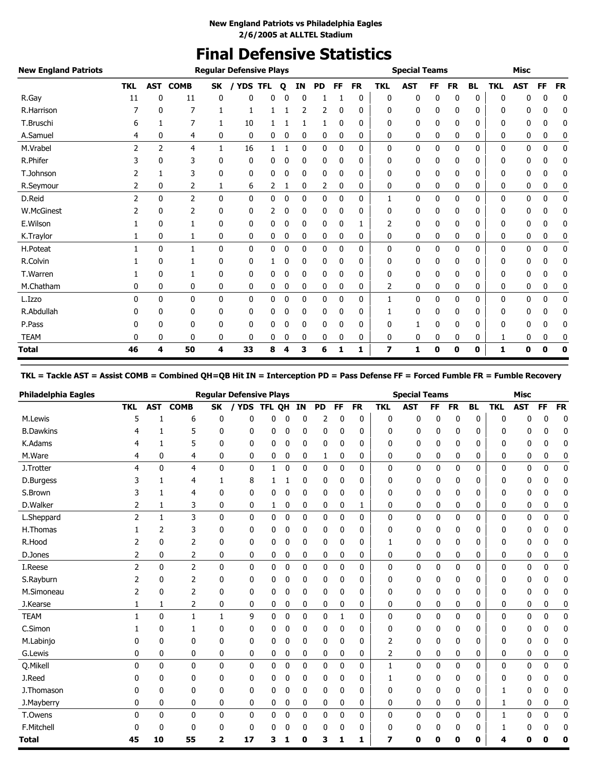**New England Patriots vs Philadelphia Eagles**
**2/6/2005 at ALLTEL Stadium**

# Final Defensive Statistics

| New England Patriots | Regular Defensive Plays | | | | | | | | | | | Special Teams | | | | | Misc | | | |
|---|---|---|---|---|---|---|---|---|---|---|---|---|---|---|---|---|---|---|---|---|
| | TKL | AST | COMB | SK | / YDS | TFL | Q | IN | PD | FF | FR | TKL | AST | FF | FR | BL | TKL | AST | FF | FR |
| R.Gay | 11 | 0 | 11 | 0 | 0 | 0 | 0 | 0 | 1 | 1 | 0 | 0 | 0 | 0 | 0 | 0 | 0 | 0 | 0 | 0 |
| R.Harrison | 7 | 0 | 7 | 1 | 1 | 1 | 1 | 2 | 2 | 0 | 0 | 0 | 0 | 0 | 0 | 0 | 0 | 0 | 0 | 0 |
| T.Bruschi | 6 | 1 | 7 | 1 | 10 | 1 | 1 | 1 | 1 | 0 | 0 | 0 | 0 | 0 | 0 | 0 | 0 | 0 | 0 | 0 |
| A.Samuel | 4 | 0 | 4 | 0 | 0 | 0 | 0 | 0 | 0 | 0 | 0 | 0 | 0 | 0 | 0 | 0 | 0 | 0 | 0 | 0 |
| M.Vrabel | 2 | 2 | 4 | 1 | 16 | 1 | 1 | 0 | 0 | 0 | 0 | 0 | 0 | 0 | 0 | 0 | 0 | 0 | 0 | 0 |
| R.Phifer | 3 | 0 | 3 | 0 | 0 | 0 | 0 | 0 | 0 | 0 | 0 | 0 | 0 | 0 | 0 | 0 | 0 | 0 | 0 | 0 |
| T.Johnson | 2 | 1 | 3 | 0 | 0 | 0 | 0 | 0 | 0 | 0 | 0 | 0 | 0 | 0 | 0 | 0 | 0 | 0 | 0 | 0 |
| R.Seymour | 2 | 0 | 2 | 1 | 6 | 2 | 1 | 0 | 2 | 0 | 0 | 0 | 0 | 0 | 0 | 0 | 0 | 0 | 0 | 0 |
| D.Reid | 2 | 0 | 2 | 0 | 0 | 0 | 0 | 0 | 0 | 0 | 0 | 1 | 0 | 0 | 0 | 0 | 0 | 0 | 0 | 0 |
| W.McGinest | 2 | 0 | 2 | 0 | 0 | 2 | 0 | 0 | 0 | 0 | 0 | 0 | 0 | 0 | 0 | 0 | 0 | 0 | 0 | 0 |
| E.Wilson | 1 | 0 | 1 | 0 | 0 | 0 | 0 | 0 | 0 | 0 | 1 | 2 | 0 | 0 | 0 | 0 | 0 | 0 | 0 | 0 |
| K.Traylor | 1 | 0 | 1 | 0 | 0 | 0 | 0 | 0 | 0 | 0 | 0 | 0 | 0 | 0 | 0 | 0 | 0 | 0 | 0 | 0 |
| H.Poteat | 1 | 0 | 1 | 0 | 0 | 0 | 0 | 0 | 0 | 0 | 0 | 0 | 0 | 0 | 0 | 0 | 0 | 0 | 0 | 0 |
| R.Colvin | 1 | 0 | 1 | 0 | 0 | 1 | 0 | 0 | 0 | 0 | 0 | 0 | 0 | 0 | 0 | 0 | 0 | 0 | 0 | 0 |
| T.Warren | 1 | 0 | 1 | 0 | 0 | 0 | 0 | 0 | 0 | 0 | 0 | 0 | 0 | 0 | 0 | 0 | 0 | 0 | 0 | 0 |
| M.Chatham | 0 | 0 | 0 | 0 | 0 | 0 | 0 | 0 | 0 | 0 | 0 | 2 | 0 | 0 | 0 | 0 | 0 | 0 | 0 | 0 |
| L.Izzo | 0 | 0 | 0 | 0 | 0 | 0 | 0 | 0 | 0 | 0 | 0 | 1 | 0 | 0 | 0 | 0 | 0 | 0 | 0 | 0 |
| R.Abdullah | 0 | 0 | 0 | 0 | 0 | 0 | 0 | 0 | 0 | 0 | 0 | 1 | 0 | 0 | 0 | 0 | 0 | 0 | 0 | 0 |
| P.Pass | 0 | 0 | 0 | 0 | 0 | 0 | 0 | 0 | 0 | 0 | 0 | 0 | 1 | 0 | 0 | 0 | 0 | 0 | 0 | 0 |
| TEAM | 0 | 0 | 0 | 0 | 0 | 0 | 0 | 0 | 0 | 0 | 0 | 0 | 0 | 0 | 0 | 0 | 1 | 0 | 0 | 0 |
| **Total** | **46** | **4** | **50** | **4** | **33** | **8** | **4** | **3** | **6** | **1** | **1** | **7** | **1** | **0** | **0** | **0** | **1** | **0** | **0** | **0** |

**TKL = Tackle AST = Assist COMB = Combined QH=QB Hit IN = Interception PD = Pass Defense FF = Forced Fumble FR = Fumble Recovery**

| Philadelphia Eagles | Regular Defensive Plays | | | | | | | | | | | Special Teams | | | | | Misc | | | |
|---|---|---|---|---|---|---|---|---|---|---|---|---|---|---|---|---|---|---|---|---|
| | TKL | AST | COMB | SK | / YDS | TFL | QH | IN | PD | FF | FR | TKL | AST | FF | FR | BL | TKL | AST | FF | FR |
| M.Lewis | 5 | 1 | 6 | 0 | 0 | 0 | 0 | 0 | 2 | 0 | 0 | 0 | 0 | 0 | 0 | 0 | 0 | 0 | 0 | 0 |
| B.Dawkins | 4 | 1 | 5 | 0 | 0 | 0 | 0 | 0 | 0 | 0 | 0 | 0 | 0 | 0 | 0 | 0 | 0 | 0 | 0 | 0 |
| K.Adams | 4 | 1 | 5 | 0 | 0 | 0 | 0 | 0 | 0 | 0 | 0 | 0 | 0 | 0 | 0 | 0 | 0 | 0 | 0 | 0 |
| M.Ware | 4 | 0 | 4 | 0 | 0 | 0 | 0 | 0 | 1 | 0 | 0 | 0 | 0 | 0 | 0 | 0 | 0 | 0 | 0 | 0 |
| J.Trotter | 4 | 0 | 4 | 0 | 0 | 1 | 0 | 0 | 0 | 0 | 0 | 0 | 0 | 0 | 0 | 0 | 0 | 0 | 0 | 0 |
| D.Burgess | 3 | 1 | 4 | 1 | 8 | 1 | 1 | 0 | 0 | 0 | 0 | 0 | 0 | 0 | 0 | 0 | 0 | 0 | 0 | 0 |
| S.Brown | 3 | 1 | 4 | 0 | 0 | 0 | 0 | 0 | 0 | 0 | 0 | 0 | 0 | 0 | 0 | 0 | 0 | 0 | 0 | 0 |
| D.Walker | 2 | 1 | 3 | 0 | 0 | 1 | 0 | 0 | 0 | 0 | 1 | 0 | 0 | 0 | 0 | 0 | 0 | 0 | 0 | 0 |
| L.Sheppard | 2 | 1 | 3 | 0 | 0 | 0 | 0 | 0 | 0 | 0 | 0 | 0 | 0 | 0 | 0 | 0 | 0 | 0 | 0 | 0 |
| H.Thomas | 1 | 2 | 3 | 0 | 0 | 0 | 0 | 0 | 0 | 0 | 0 | 0 | 0 | 0 | 0 | 0 | 0 | 0 | 0 | 0 |
| R.Hood | 2 | 0 | 2 | 0 | 0 | 0 | 0 | 0 | 0 | 0 | 0 | 1 | 0 | 0 | 0 | 0 | 0 | 0 | 0 | 0 |
| D.Jones | 2 | 0 | 2 | 0 | 0 | 0 | 0 | 0 | 0 | 0 | 0 | 0 | 0 | 0 | 0 | 0 | 0 | 0 | 0 | 0 |
| I.Reese | 2 | 0 | 2 | 0 | 0 | 0 | 0 | 0 | 0 | 0 | 0 | 0 | 0 | 0 | 0 | 0 | 0 | 0 | 0 | 0 |
| S.Rayburn | 2 | 0 | 2 | 0 | 0 | 0 | 0 | 0 | 0 | 0 | 0 | 0 | 0 | 0 | 0 | 0 | 0 | 0 | 0 | 0 |
| M.Simoneau | 2 | 0 | 2 | 0 | 0 | 0 | 0 | 0 | 0 | 0 | 0 | 0 | 0 | 0 | 0 | 0 | 0 | 0 | 0 | 0 |
| J.Kearse | 1 | 1 | 2 | 0 | 0 | 0 | 0 | 0 | 0 | 0 | 0 | 0 | 0 | 0 | 0 | 0 | 0 | 0 | 0 | 0 |
| TEAM | 1 | 0 | 1 | 1 | 9 | 0 | 0 | 0 | 0 | 1 | 0 | 0 | 0 | 0 | 0 | 0 | 0 | 0 | 0 | 0 |
| C.Simon | 1 | 0 | 1 | 0 | 0 | 0 | 0 | 0 | 0 | 0 | 0 | 0 | 0 | 0 | 0 | 0 | 0 | 0 | 0 | 0 |
| M.Labinjo | 0 | 0 | 0 | 0 | 0 | 0 | 0 | 0 | 0 | 0 | 0 | 2 | 0 | 0 | 0 | 0 | 0 | 0 | 0 | 0 |
| G.Lewis | 0 | 0 | 0 | 0 | 0 | 0 | 0 | 0 | 0 | 0 | 0 | 2 | 0 | 0 | 0 | 0 | 0 | 0 | 0 | 0 |
| Q.Mikell | 0 | 0 | 0 | 0 | 0 | 0 | 0 | 0 | 0 | 0 | 0 | 1 | 0 | 0 | 0 | 0 | 0 | 0 | 0 | 0 |
| J.Reed | 0 | 0 | 0 | 0 | 0 | 0 | 0 | 0 | 0 | 0 | 0 | 1 | 0 | 0 | 0 | 0 | 0 | 0 | 0 | 0 |
| J.Thomason | 0 | 0 | 0 | 0 | 0 | 0 | 0 | 0 | 0 | 0 | 0 | 0 | 0 | 0 | 0 | 0 | 1 | 0 | 0 | 0 |
| J.Mayberry | 0 | 0 | 0 | 0 | 0 | 0 | 0 | 0 | 0 | 0 | 0 | 0 | 0 | 0 | 0 | 0 | 1 | 0 | 0 | 0 |
| T.Owens | 0 | 0 | 0 | 0 | 0 | 0 | 0 | 0 | 0 | 0 | 0 | 0 | 0 | 0 | 0 | 0 | 1 | 0 | 0 | 0 |
| F.Mitchell | 0 | 0 | 0 | 0 | 0 | 0 | 0 | 0 | 0 | 0 | 0 | 0 | 0 | 0 | 0 | 0 | 1 | 0 | 0 | 0 |
| **Total** | **45** | **10** | **55** | **2** | **17** | **3** | **1** | **0** | **3** | **1** | **1** | **7** | **0** | **0** | **0** | **0** | **4** | **0** | **0** | **0** |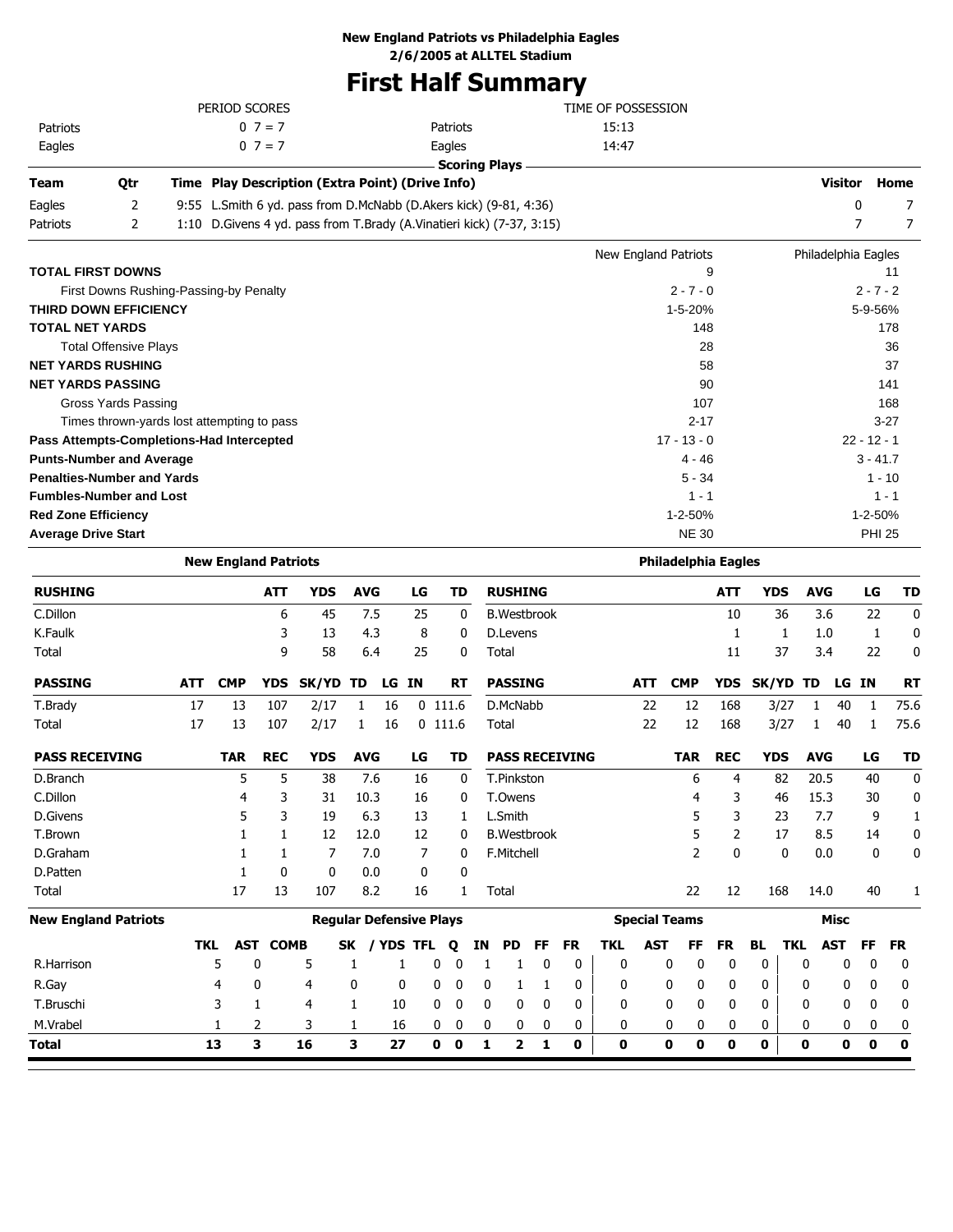**New England Patriots vs Philadelphia Eagles**
**2/6/2005 at ALLTEL Stadium**

# First Half Summary

| PERIOD SCORES | | | TIME OF POSSESSION |
|---|---|---|---|
| Patriots | 0 7 = 7 | Patriots | 15:13 |
| Eagles | 0 7 = 7 | Eagles | 14:47 |

**Scoring Plays**

| Team | Qtr | Time | Play Description (Extra Point) (Drive Info) | Visitor | Home |
|---|---|---|---|---|---|
| Eagles | 2 | 9:55 | L.Smith 6 yd. pass from D.McNabb (D.Akers kick) (9-81, 4:36) | 0 | 7 |
| Patriots | 2 | 1:10 | D.Givens 4 yd. pass from T.Brady (A.Vinatieri kick) (7-37, 3:15) | 7 | 7 |

| | New England Patriots | Philadelphia Eagles |
|---|---|---|
| **TOTAL FIRST DOWNS** | 9 | 11 |
| First Downs Rushing-Passing-by Penalty | 2 - 7 - 0 | 2 - 7 - 2 |
| **THIRD DOWN EFFICIENCY** | 1-5-20% | 5-9-56% |
| **TOTAL NET YARDS** | 148 | 178 |
| Total Offensive Plays | 28 | 36 |
| **NET YARDS RUSHING** | 58 | 37 |
| **NET YARDS PASSING** | 90 | 141 |
| Gross Yards Passing | 107 | 168 |
| Times thrown-yards lost attempting to pass | 2-17 | 3-27 |
| **Pass Attempts-Completions-Had Intercepted** | 17 - 13 - 0 | 22 - 12 - 1 |
| **Punts-Number and Average** | 4 - 46 | 3 - 41.7 |
| **Penalties-Number and Yards** | 5 - 34 | 1 - 10 |
| **Fumbles-Number and Lost** | 1 - 1 | 1 - 1 |
| **Red Zone Efficiency** | 1-2-50% | 1-2-50% |
| **Average Drive Start** | NE 30 | PHI 25 |

**New England Patriots**

| RUSHING | ATT | YDS | AVG | LG | TD |
|---|---|---|---|---|---|
| C.Dillon | 6 | 45 | 7.5 | 25 | 0 |
| K.Faulk | 3 | 13 | 4.3 | 8 | 0 |
| Total | 9 | 58 | 6.4 | 25 | 0 |

| PASSING | ATT | CMP | YDS | SK/YD | TD | LG | IN | RT |
|---|---|---|---|---|---|---|---|---|
| T.Brady | 17 | 13 | 107 | 2/17 | 1 | 16 | 0 | 111.6 |
| Total | 17 | 13 | 107 | 2/17 | 1 | 16 | 0 | 111.6 |

| PASS RECEIVING | TAR | REC | YDS | AVG | LG | TD |
|---|---|---|---|---|---|---|
| D.Branch | 5 | 5 | 38 | 7.6 | 16 | 0 |
| C.Dillon | 4 | 3 | 31 | 10.3 | 16 | 0 |
| D.Givens | 5 | 3 | 19 | 6.3 | 13 | 1 |
| T.Brown | 1 | 1 | 12 | 12.0 | 12 | 0 |
| D.Graham | 1 | 1 | 7 | 7.0 | 7 | 0 |
| D.Patten | 1 | 0 | 0 | 0.0 | 0 | 0 |
| Total | 17 | 13 | 107 | 8.2 | 16 | 1 |

**Philadelphia Eagles**

| RUSHING | ATT | YDS | AVG | LG | TD |
|---|---|---|---|---|---|
| B.Westbrook | 10 | 36 | 3.6 | 22 | 0 |
| D.Levens | 1 | 1 | 1.0 | 1 | 0 |
| Total | 11 | 37 | 3.4 | 22 | 0 |

| PASSING | ATT | CMP | YDS | SK/YD | TD | LG | IN | RT |
|---|---|---|---|---|---|---|---|---|
| D.McNabb | 22 | 12 | 168 | 3/27 | 1 | 40 | 1 | 75.6 |
| Total | 22 | 12 | 168 | 3/27 | 1 | 40 | 1 | 75.6 |

| PASS RECEIVING | TAR | REC | YDS | AVG | LG | TD |
|---|---|---|---|---|---|---|
| T.Pinkston | 6 | 4 | 82 | 20.5 | 40 | 0 |
| T.Owens | 4 | 3 | 46 | 15.3 | 30 | 0 |
| L.Smith | 5 | 3 | 23 | 7.7 | 9 | 1 |
| B.Westbrook | 5 | 2 | 17 | 8.5 | 14 | 0 |
| F.Mitchell | 2 | 0 | 0 | 0.0 | 0 | 0 |
| Total | 22 | 12 | 168 | 14.0 | 40 | 1 |

| New England Patriots | Regular Defensive Plays | | | | | | | | | | | Special Teams | | | | | Misc | | | |
|---|---|---|---|---|---|---|---|---|---|---|---|---|---|---|---|---|---|---|---|---|
| | TKL | AST | COMB | SK | / YDS | TFL | Q | IN | PD | FF | FR | TKL | AST | FF | FR | BL | TKL | AST | FF | FR |
| R.Harrison | 5 | 0 | 5 | 1 | 1 | 0 | 0 | 1 | 1 | 0 | 0 | 0 | 0 | 0 | 0 | 0 | 0 | 0 | 0 | 0 |
| R.Gay | 4 | 0 | 4 | 0 | 0 | 0 | 0 | 0 | 1 | 1 | 0 | 0 | 0 | 0 | 0 | 0 | 0 | 0 | 0 | 0 |
| T.Bruschi | 3 | 1 | 4 | 1 | 10 | 0 | 0 | 0 | 0 | 0 | 0 | 0 | 0 | 0 | 0 | 0 | 0 | 0 | 0 | 0 |
| M.Vrabel | 1 | 2 | 3 | 1 | 16 | 0 | 0 | 0 | 0 | 0 | 0 | 0 | 0 | 0 | 0 | 0 | 0 | 0 | 0 | 0 |
| **Total** | **13** | **3** | **16** | **3** | **27** | **0** | **0** | **1** | **2** | **1** | **0** | **0** | **0** | **0** | **0** | **0** | **0** | **0** | **0** | **0** |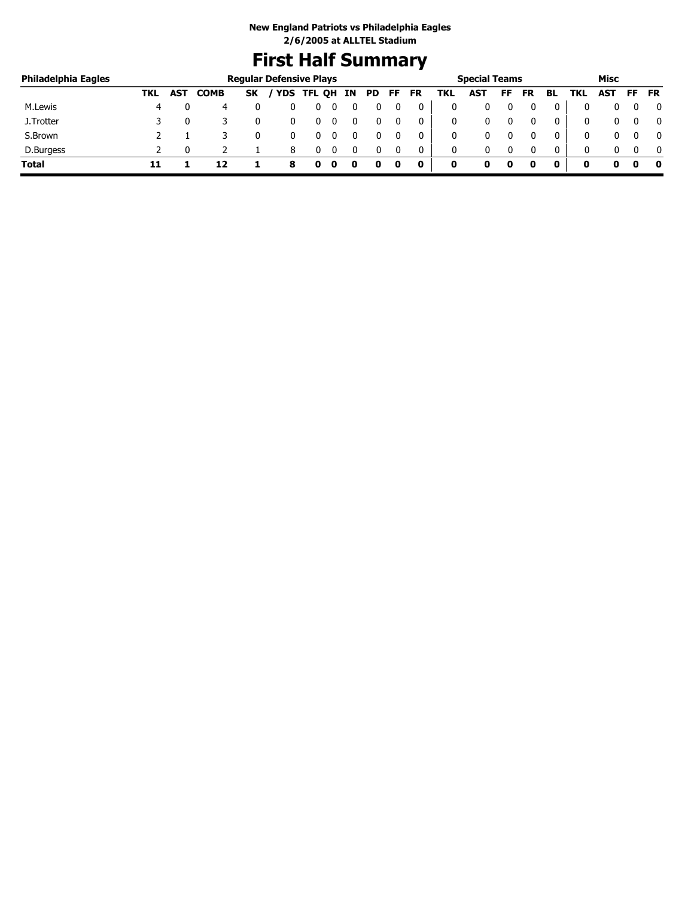**New England Patriots vs Philadelphia Eagles**
**2/6/2005 at ALLTEL Stadium**

# First Half Summary

| Philadelphia Eagles | Regular Defensive Plays | | | | | | | | | | | Special Teams | | | | | Misc | | | |
|---|---|---|---|---|---|---|---|---|---|---|---|---|---|---|---|---|---|---|---|---|
| | TKL | AST | COMB | SK | / YDS | TFL | QH | IN | PD | FF | FR | TKL | AST | FF | FR | BL | TKL | AST | FF | FR |
| M.Lewis | 4 | 0 | 4 | 0 | 0 | 0 | 0 | 0 | 0 | 0 | 0 | 0 | 0 | 0 | 0 | 0 | 0 | 0 | 0 | 0 |
| J.Trotter | 3 | 0 | 3 | 0 | 0 | 0 | 0 | 0 | 0 | 0 | 0 | 0 | 0 | 0 | 0 | 0 | 0 | 0 | 0 | 0 |
| S.Brown | 2 | 1 | 3 | 0 | 0 | 0 | 0 | 0 | 0 | 0 | 0 | 0 | 0 | 0 | 0 | 0 | 0 | 0 | 0 | 0 |
| D.Burgess | 2 | 0 | 2 | 1 | 8 | 0 | 0 | 0 | 0 | 0 | 0 | 0 | 0 | 0 | 0 | 0 | 0 | 0 | 0 | 0 |
| **Total** | **11** | **1** | **12** | **1** | **8** | **0** | **0** | **0** | **0** | **0** | **0** | **0** | **0** | **0** | **0** | **0** | **0** | **0** | **0** | **0** |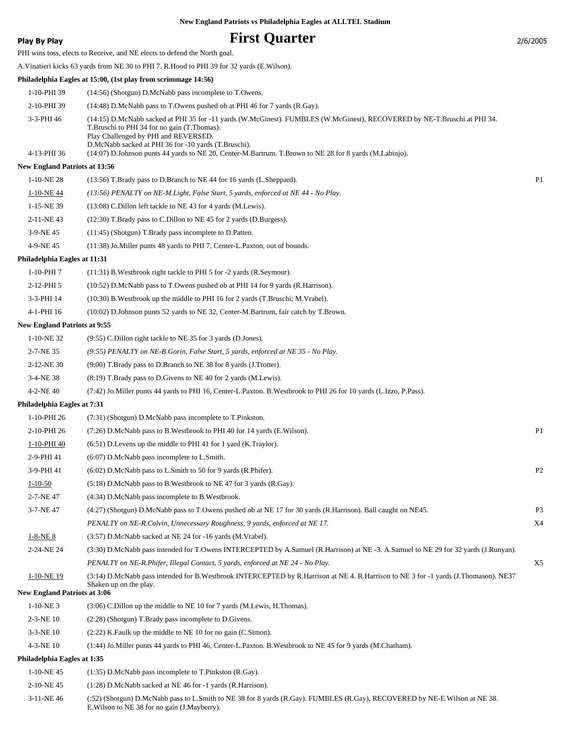**New England Patriots vs Philadelphia Eagles at ALLTEL Stadium**

**Play By Play**

# First Quarter

2/6/2005

PHI wins toss, elects to Receive, and NE elects to defend the North goal.

A.Vinatieri kicks 63 yards from NE 30 to PHI 7. R.Hood to PHI 39 for 32 yards (E.Wilson).

**Philadelphia Eagles at 15:00, (1st play from scrimmage 14:56)**

| Down | Play | |
|---|---|---|
| 1-10-PHI 39 | (14:56) (Shotgun) D.McNabb pass incomplete to T.Owens. | |
| 2-10-PHI 39 | (14:48) D.McNabb pass to T.Owens pushed ob at PHI 46 for 7 yards (R.Gay). | |
| 3-3-PHI 46 | (14:15) D.McNabb sacked at PHI 35 for -11 yards (W.McGinest). FUMBLES (W.McGinest), RECOVERED by NE-T.Bruschi at PHI 34. T.Bruschi to PHI 34 for no gain (T.Thomas). Play Challenged by PHI and REVERSED. D.McNabb sacked at PHI 36 for -10 yards (T.Bruschi). | |
| 4-13-PHI 36 | (14:07) D.Johnson punts 44 yards to NE 20, Center-M.Bartrum. T.Brown to NE 28 for 8 yards (M.Labinjo). | |

**New England Patriots at 13:56**

| Down | Play | |
|---|---|---|
| 1-10-NE 28 | (13:56) T.Brady pass to D.Branch to NE 44 for 16 yards (L.Sheppard). | P1 |
| 1-10-NE 44 | *(13:56) PENALTY on NE-M.Light, False Start, 5 yards, enforced at NE 44 - No Play.* | |
| 1-15-NE 39 | (13:08) C.Dillon left tackle to NE 43 for 4 yards (M.Lewis). | |
| 2-11-NE 43 | (12:30) T.Brady pass to C.Dillon to NE 45 for 2 yards (D.Burgess). | |
| 3-9-NE 45 | (11:45) (Shotgun) T.Brady pass incomplete to D.Patten. | |
| 4-9-NE 45 | (11:38) Jo.Miller punts 48 yards to PHI 7, Center-L.Paxton, out of bounds. | |

**Philadelphia Eagles at 11:31**

| Down | Play | |
|---|---|---|
| 1-10-PHI 7 | (11:31) B.Westbrook right tackle to PHI 5 for -2 yards (R.Seymour). | |
| 2-12-PHI 5 | (10:52) D.McNabb pass to T.Owens pushed ob at PHI 14 for 9 yards (R.Harrison). | |
| 3-3-PHI 14 | (10:30) B.Westbrook up the middle to PHI 16 for 2 yards (T.Bruschi; M.Vrabel). | |
| 4-1-PHI 16 | (10:02) D.Johnson punts 52 yards to NE 32, Center-M.Bartrum, fair catch by T.Brown. | |

**New England Patriots at 9:55**

| Down | Play | |
|---|---|---|
| 1-10-NE 32 | (9:55) C.Dillon right tackle to NE 35 for 3 yards (D.Jones). | |
| 2-7-NE 35 | *(9:55) PENALTY on NE-B.Gorin, False Start, 5 yards, enforced at NE 35 - No Play.* | |
| 2-12-NE 30 | (9:00) T.Brady pass to D.Branch to NE 38 for 8 yards (J.Trotter). | |
| 3-4-NE 38 | (8:19) T.Brady pass to D.Givens to NE 40 for 2 yards (M.Lewis). | |
| 4-2-NE 40 | (7:42) Jo.Miller punts 44 yards to PHI 16, Center-L.Paxton. B.Westbrook to PHI 26 for 10 yards (L.Izzo, P.Pass). | |

**Philadelphia Eagles at 7:31**

| Down | Play | |
|---|---|---|
| 1-10-PHI 26 | (7:31) (Shotgun) D.McNabb pass incomplete to T.Pinkston. | |
| 2-10-PHI 26 | (7:26) D.McNabb pass to B.Westbrook to PHI 40 for 14 yards (E.Wilson). | P1 |
| 1-10-PHI 40 | (6:51) D.Levens up the middle to PHI 41 for 1 yard (K.Traylor). | |
| 2-9-PHI 41 | (6:07) D.McNabb pass incomplete to L.Smith. | |
| 3-9-PHI 41 | (6:02) D.McNabb pass to L.Smith to 50 for 9 yards (R.Phifer). | P2 |
| 1-10-50 | (5:18) D.McNabb pass to B.Westbrook to NE 47 for 3 yards (R.Gay). | |
| 2-7-NE 47 | (4:34) D.McNabb pass incomplete to B.Westbrook. | |
| 3-7-NE 47 | (4:27) (Shotgun) D.McNabb pass to T.Owens pushed ob at NE 17 for 30 yards (R.Harrison). Ball caught on NE45. | P3 |
| | *PENALTY on NE-R.Colvin, Unnecessary Roughness, 9 yards, enforced at NE 17.* | X4 |
| 1-8-NE 8 | (3:57) D.McNabb sacked at NE 24 for -16 yards (M.Vrabel). | |
| 2-24-NE 24 | (3:30) D.McNabb pass intended for T.Owens INTERCEPTED by A.Samuel (R.Harrison) at NE -3. A.Samuel to NE 29 for 32 yards (J.Runyan). | |
| | *PENALTY on NE-R.Phifer, Illegal Contact, 5 yards, enforced at NE 24 - No Play.* | X5 |
| 1-10-NE 19 | (3:14) D.McNabb pass intended for B.Westbrook INTERCEPTED by R.Harrison at NE 4. R.Harrison to NE 3 for -1 yards (J.Thomason). NE37 Shaken up on the play. | |

**New England Patriots at 3:06**

| Down | Play | |
|---|---|---|
| 1-10-NE 3 | (3:06) C.Dillon up the middle to NE 10 for 7 yards (M.Lewis, H.Thomas). | |
| 2-3-NE 10 | (2:28) (Shotgun) T.Brady pass incomplete to D.Givens. | |
| 3-3-NE 10 | (2:22) K.Faulk up the middle to NE 10 for no gain (C.Simon). | |
| 4-3-NE 10 | (1:44) Jo.Miller punts 44 yards to PHI 46, Center-L.Paxton. B.Westbrook to NE 45 for 9 yards (M.Chatham). | |

**Philadelphia Eagles at 1:35**

| Down | Play | |
|---|---|---|
| 1-10-NE 45 | (1:35) D.McNabb pass incomplete to T.Pinkston (R.Gay). | |
| 2-10-NE 45 | (1:28) D.McNabb sacked at NE 46 for -1 yards (R.Harrison). | |
| 3-11-NE 46 | (:52) (Shotgun) D.McNabb pass to L.Smith to NE 38 for 8 yards (R.Gay). FUMBLES (R.Gay), RECOVERED by NE-E.Wilson at NE 38. E.Wilson to NE 38 for no gain (J.Mayberry). | |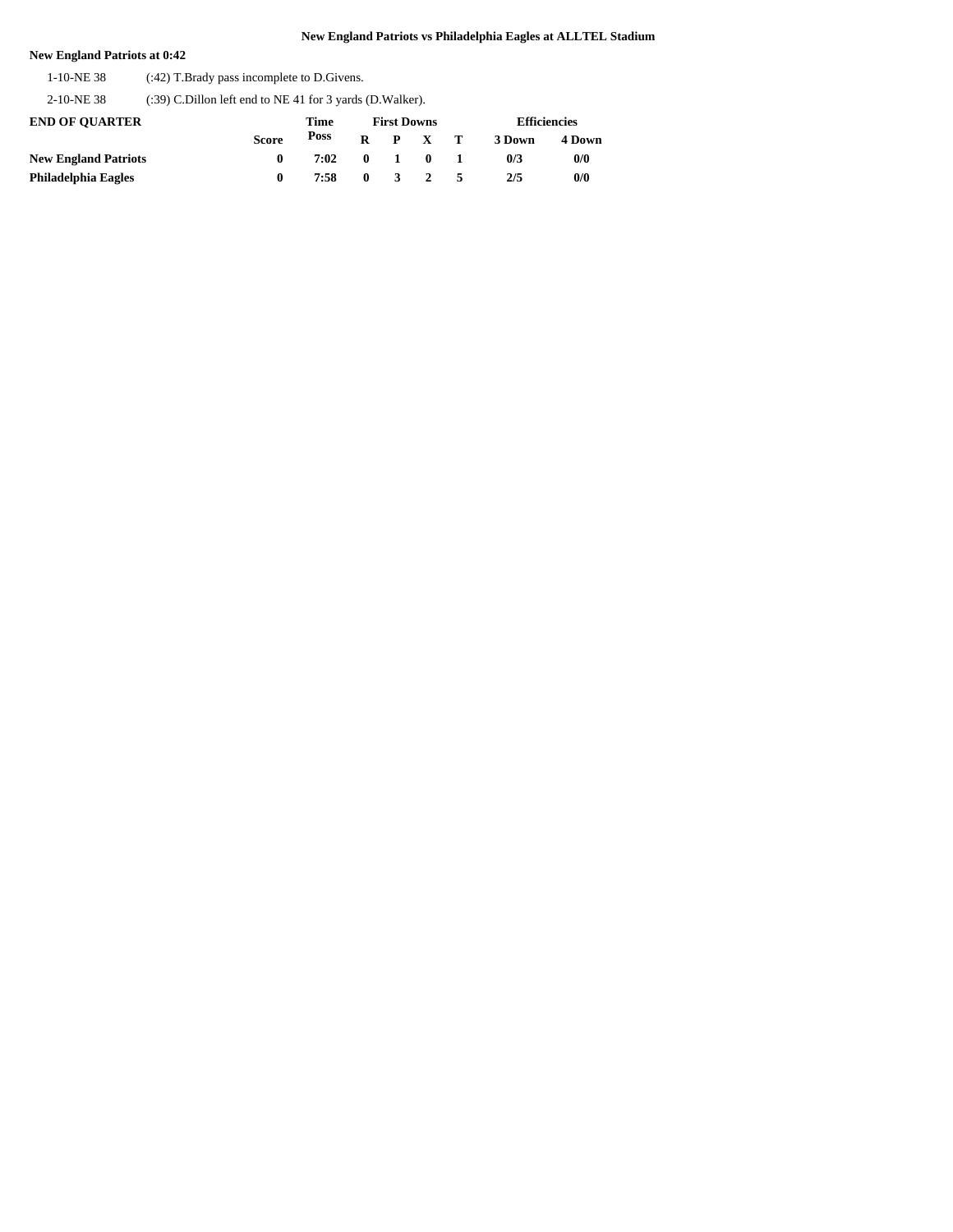## New England Patriots vs Philadelphia Eagles at ALLTEL Stadium

**New England Patriots at 0:42**

| | |
|---|---|
| 1-10-NE 38 | (:42) T.Brady pass incomplete to D.Givens. |
| 2-10-NE 38 | (:39) C.Dillon left end to NE 41 for 3 yards (D.Walker). |

| END OF QUARTER | Score | Time Poss | First Downs R | P | X | T | Efficiencies 3 Down | 4 Down |
|---|---|---|---|---|---|---|---|---|
| **New England Patriots** | 0 | 7:02 | 0 | 1 | 0 | 1 | 0/3 | 0/0 |
| **Philadelphia Eagles** | 0 | 7:58 | 0 | 3 | 2 | 5 | 2/5 | 0/0 |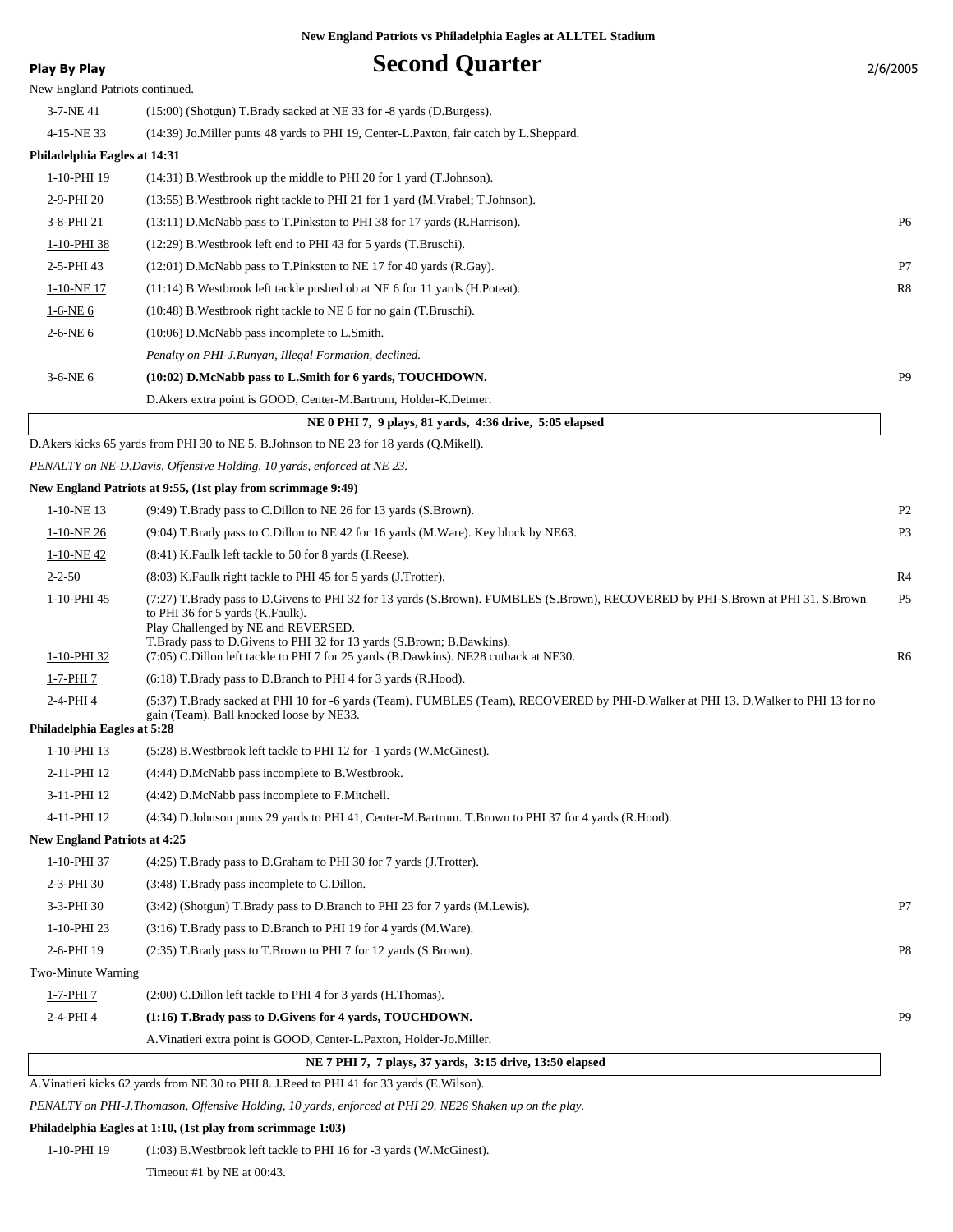New England Patriots vs Philadelphia Eagles at ALLTEL Stadium

**Play By Play**

# Second Quarter

2/6/2005

New England Patriots continued.

| Down & Distance | Play | |
|---|---|---|
| 3-7-NE 41 | (15:00) (Shotgun) T.Brady sacked at NE 33 for -8 yards (D.Burgess). | |
| 4-15-NE 33 | (14:39) Jo.Miller punts 48 yards to PHI 19, Center-L.Paxton, fair catch by L.Sheppard. | |

**Philadelphia Eagles at 14:31**

| Down & Distance | Play | |
|---|---|---|
| 1-10-PHI 19 | (14:31) B.Westbrook up the middle to PHI 20 for 1 yard (T.Johnson). | |
| 2-9-PHI 20 | (13:55) B.Westbrook right tackle to PHI 21 for 1 yard (M.Vrabel; T.Johnson). | |
| 3-8-PHI 21 | (13:11) D.McNabb pass to T.Pinkston to PHI 38 for 17 yards (R.Harrison). | P6 |
| 1-10-PHI 38 | (12:29) B.Westbrook left end to PHI 43 for 5 yards (T.Bruschi). | |
| 2-5-PHI 43 | (12:01) D.McNabb pass to T.Pinkston to NE 17 for 40 yards (R.Gay). | P7 |
| 1-10-NE 17 | (11:14) B.Westbrook left tackle pushed ob at NE 6 for 11 yards (H.Poteat). | R8 |
| 1-6-NE 6 | (10:48) B.Westbrook right tackle to NE 6 for no gain (T.Bruschi). | |
| 2-6-NE 6 | (10:06) D.McNabb pass incomplete to L.Smith. | |
| | *Penalty on PHI-J.Runyan, Illegal Formation, declined.* | |
| 3-6-NE 6 | **(10:02) D.McNabb pass to L.Smith for 6 yards, TOUCHDOWN.** | P9 |
| | D.Akers extra point is GOOD, Center-M.Bartrum, Holder-K.Detmer. | |

**NE 0 PHI 7, 9 plays, 81 yards, 4:36 drive, 5:05 elapsed**

D.Akers kicks 65 yards from PHI 30 to NE 5. B.Johnson to NE 23 for 18 yards (Q.Mikell).

*PENALTY on NE-D.Davis, Offensive Holding, 10 yards, enforced at NE 23.*

**New England Patriots at 9:55, (1st play from scrimmage 9:49)**

| Down & Distance | Play | |
|---|---|---|
| 1-10-NE 13 | (9:49) T.Brady pass to C.Dillon to NE 26 for 13 yards (S.Brown). | P2 |
| 1-10-NE 26 | (9:04) T.Brady pass to C.Dillon to NE 42 for 16 yards (M.Ware). Key block by NE63. | P3 |
| 1-10-NE 42 | (8:41) K.Faulk left tackle to 50 for 8 yards (I.Reese). | |
| 2-2-50 | (8:03) K.Faulk right tackle to PHI 45 for 5 yards (J.Trotter). | R4 |
| 1-10-PHI 45 | (7:27) T.Brady pass to D.Givens to PHI 32 for 13 yards (S.Brown). FUMBLES (S.Brown), RECOVERED by PHI-S.Brown at PHI 31. S.Brown to PHI 36 for 5 yards (K.Faulk). Play Challenged by NE and REVERSED. T.Brady pass to D.Givens to PHI 32 for 13 yards (S.Brown; B.Dawkins). | P5 |
| 1-10-PHI 32 | (7:05) C.Dillon left tackle to PHI 7 for 25 yards (B.Dawkins). NE28 cutback at NE30. | R6 |
| 1-7-PHI 7 | (6:18) T.Brady pass to D.Branch to PHI 4 for 3 yards (R.Hood). | |
| 2-4-PHI 4 | (5:37) T.Brady sacked at PHI 10 for -6 yards (Team). FUMBLES (Team), RECOVERED by PHI-D.Walker at PHI 13. D.Walker to PHI 13 for no gain (Team). Ball knocked loose by NE33. | |

**Philadelphia Eagles at 5:28**

| Down & Distance | Play | |
|---|---|---|
| 1-10-PHI 13 | (5:28) B.Westbrook left tackle to PHI 12 for -1 yards (W.McGinest). | |
| 2-11-PHI 12 | (4:44) D.McNabb pass incomplete to B.Westbrook. | |
| 3-11-PHI 12 | (4:42) D.McNabb pass incomplete to F.Mitchell. | |
| 4-11-PHI 12 | (4:34) D.Johnson punts 29 yards to PHI 41, Center-M.Bartrum. T.Brown to PHI 37 for 4 yards (R.Hood). | |

**New England Patriots at 4:25**

| Down & Distance | Play | |
|---|---|---|
| 1-10-PHI 37 | (4:25) T.Brady pass to D.Graham to PHI 30 for 7 yards (J.Trotter). | |
| 2-3-PHI 30 | (3:48) T.Brady pass incomplete to C.Dillon. | |
| 3-3-PHI 30 | (3:42) (Shotgun) T.Brady pass to D.Branch to PHI 23 for 7 yards (M.Lewis). | P7 |
| 1-10-PHI 23 | (3:16) T.Brady pass to D.Branch to PHI 19 for 4 yards (M.Ware). | |
| 2-6-PHI 19 | (2:35) T.Brady pass to T.Brown to PHI 7 for 12 yards (S.Brown). | P8 |
| Two-Minute Warning | | |
| 1-7-PHI 7 | (2:00) C.Dillon left tackle to PHI 4 for 3 yards (H.Thomas). | |
| 2-4-PHI 4 | **(1:16) T.Brady pass to D.Givens for 4 yards, TOUCHDOWN.** | P9 |
| | A.Vinatieri extra point is GOOD, Center-L.Paxton, Holder-Jo.Miller. | |

**NE 7 PHI 7, 7 plays, 37 yards, 3:15 drive, 13:50 elapsed**

A.Vinatieri kicks 62 yards from NE 30 to PHI 8. J.Reed to PHI 41 for 33 yards (E.Wilson).

*PENALTY on PHI-J.Thomason, Offensive Holding, 10 yards, enforced at PHI 29. NE26 Shaken up on the play.*

**Philadelphia Eagles at 1:10, (1st play from scrimmage 1:03)**

| Down & Distance | Play | |
|---|---|---|
| 1-10-PHI 19 | (1:03) B.Westbrook left tackle to PHI 16 for -3 yards (W.McGinest). | |
| | Timeout #1 by NE at 00:43. | |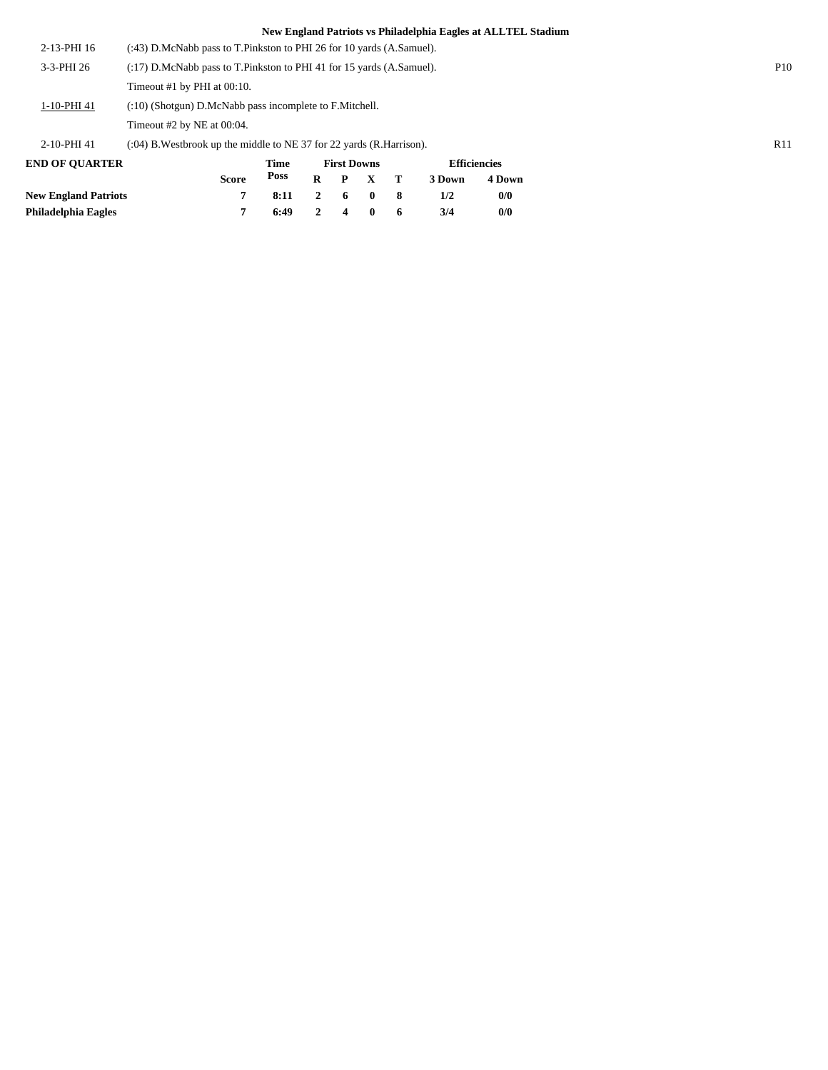### New England Patriots vs Philadelphia Eagles at ALLTEL Stadium

| | | |
|---|---|---|
| 2-13-PHI 16 | (:43) D.McNabb pass to T.Pinkston to PHI 26 for 10 yards (A.Samuel). | |
| 3-3-PHI 26 | (:17) D.McNabb pass to T.Pinkston to PHI 41 for 15 yards (A.Samuel). | P10 |
| | Timeout #1 by PHI at 00:10. | |
| 1-10-PHI 41 | (:10) (Shotgun) D.McNabb pass incomplete to F.Mitchell. | |
| | Timeout #2 by NE at 00:04. | |
| 2-10-PHI 41 | (:04) B.Westbrook up the middle to NE 37 for 22 yards (R.Harrison). | R11 |

| END OF QUARTER | Score | Time Poss | First Downs R | P | X | T | Efficiencies 3 Down | 4 Down |
|---|---|---|---|---|---|---|---|---|
| **New England Patriots** | **7** | **8:11** | **2** | **6** | **0** | **8** | **1/2** | **0/0** |
| **Philadelphia Eagles** | **7** | **6:49** | **2** | **4** | **0** | **6** | **3/4** | **0/0** |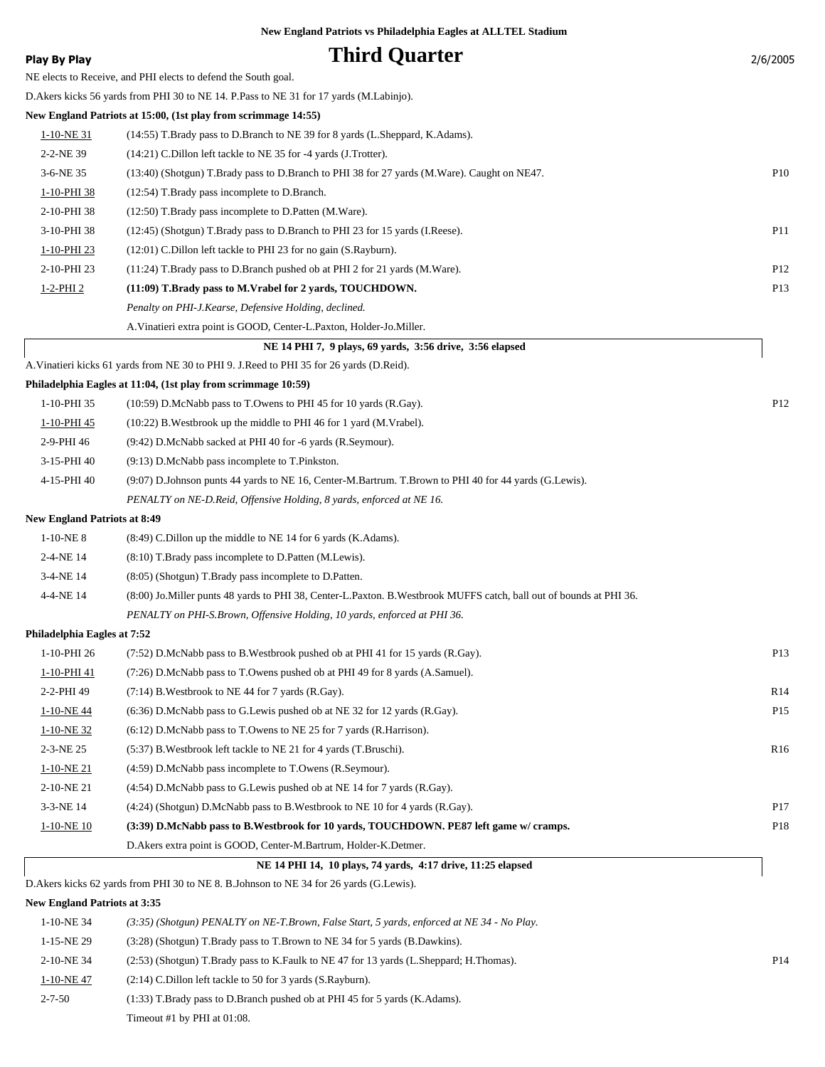**New England Patriots vs Philadelphia Eagles at ALLTEL Stadium**

**Play By Play**

# Third Quarter

2/6/2005

NE elects to Receive, and PHI elects to defend the South goal.

D.Akers kicks 56 yards from PHI 30 to NE 14. P.Pass to NE 31 for 17 yards (M.Labinjo).

**New England Patriots at 15:00, (1st play from scrimmage 14:55)**

| Down | Play | |
|---|---|---|
| 1-10-NE 31 | (14:55) T.Brady pass to D.Branch to NE 39 for 8 yards (L.Sheppard, K.Adams). | |
| 2-2-NE 39 | (14:21) C.Dillon left tackle to NE 35 for -4 yards (J.Trotter). | |
| 3-6-NE 35 | (13:40) (Shotgun) T.Brady pass to D.Branch to PHI 38 for 27 yards (M.Ware). Caught on NE47. | P10 |
| 1-10-PHI 38 | (12:54) T.Brady pass incomplete to D.Branch. | |
| 2-10-PHI 38 | (12:50) T.Brady pass incomplete to D.Patten (M.Ware). | |
| 3-10-PHI 38 | (12:45) (Shotgun) T.Brady pass to D.Branch to PHI 23 for 15 yards (I.Reese). | P11 |
| 1-10-PHI 23 | (12:01) C.Dillon left tackle to PHI 23 for no gain (S.Rayburn). | |
| 2-10-PHI 23 | (11:24) T.Brady pass to D.Branch pushed ob at PHI 2 for 21 yards (M.Ware). | P12 |
| 1-2-PHI 2 | **(11:09) T.Brady pass to M.Vrabel for 2 yards, TOUCHDOWN.** | P13 |
| | *Penalty on PHI-J.Kearse, Defensive Holding, declined.* | |
| | A.Vinatieri extra point is GOOD, Center-L.Paxton, Holder-Jo.Miller. | |

**NE 14 PHI 7, 9 plays, 69 yards, 3:56 drive, 3:56 elapsed**

A.Vinatieri kicks 61 yards from NE 30 to PHI 9. J.Reed to PHI 35 for 26 yards (D.Reid).

**Philadelphia Eagles at 11:04, (1st play from scrimmage 10:59)**

| Down | Play | |
|---|---|---|
| 1-10-PHI 35 | (10:59) D.McNabb pass to T.Owens to PHI 45 for 10 yards (R.Gay). | P12 |
| 1-10-PHI 45 | (10:22) B.Westbrook up the middle to PHI 46 for 1 yard (M.Vrabel). | |
| 2-9-PHI 46 | (9:42) D.McNabb sacked at PHI 40 for -6 yards (R.Seymour). | |
| 3-15-PHI 40 | (9:13) D.McNabb pass incomplete to T.Pinkston. | |
| 4-15-PHI 40 | (9:07) D.Johnson punts 44 yards to NE 16, Center-M.Bartrum. T.Brown to PHI 40 for 44 yards (G.Lewis). | |
| | *PENALTY on NE-D.Reid, Offensive Holding, 8 yards, enforced at NE 16.* | |

**New England Patriots at 8:49**

| Down | Play | |
|---|---|---|
| 1-10-NE 8 | (8:49) C.Dillon up the middle to NE 14 for 6 yards (K.Adams). | |
| 2-4-NE 14 | (8:10) T.Brady pass incomplete to D.Patten (M.Lewis). | |
| 3-4-NE 14 | (8:05) (Shotgun) T.Brady pass incomplete to D.Patten. | |
| 4-4-NE 14 | (8:00) Jo.Miller punts 48 yards to PHI 38, Center-L.Paxton. B.Westbrook MUFFS catch, ball out of bounds at PHI 36. | |
| | *PENALTY on PHI-S.Brown, Offensive Holding, 10 yards, enforced at PHI 36.* | |

**Philadelphia Eagles at 7:52**

| Down | Play | |
|---|---|---|
| 1-10-PHI 26 | (7:52) D.McNabb pass to B.Westbrook pushed ob at PHI 41 for 15 yards (R.Gay). | P13 |
| 1-10-PHI 41 | (7:26) D.McNabb pass to T.Owens pushed ob at PHI 49 for 8 yards (A.Samuel). | |
| 2-2-PHI 49 | (7:14) B.Westbrook to NE 44 for 7 yards (R.Gay). | R14 |
| 1-10-NE 44 | (6:36) D.McNabb pass to G.Lewis pushed ob at NE 32 for 12 yards (R.Gay). | P15 |
| 1-10-NE 32 | (6:12) D.McNabb pass to T.Owens to NE 25 for 7 yards (R.Harrison). | |
| 2-3-NE 25 | (5:37) B.Westbrook left tackle to NE 21 for 4 yards (T.Bruschi). | R16 |
| 1-10-NE 21 | (4:59) D.McNabb pass incomplete to T.Owens (R.Seymour). | |
| 2-10-NE 21 | (4:54) D.McNabb pass to G.Lewis pushed ob at NE 14 for 7 yards (R.Gay). | |
| 3-3-NE 14 | (4:24) (Shotgun) D.McNabb pass to B.Westbrook to NE 10 for 4 yards (R.Gay). | P17 |
| 1-10-NE 10 | **(3:39) D.McNabb pass to B.Westbrook for 10 yards, TOUCHDOWN. PE87 left game w/ cramps.** | P18 |
| | D.Akers extra point is GOOD, Center-M.Bartrum, Holder-K.Detmer. | |

**NE 14 PHI 14, 10 plays, 74 yards, 4:17 drive, 11:25 elapsed**

D.Akers kicks 62 yards from PHI 30 to NE 8. B.Johnson to NE 34 for 26 yards (G.Lewis).

**New England Patriots at 3:35**

| Down | Play | |
|---|---|---|
| 1-10-NE 34 | *(3:35) (Shotgun) PENALTY on NE-T.Brown, False Start, 5 yards, enforced at NE 34 - No Play.* | |
| 1-15-NE 29 | (3:28) (Shotgun) T.Brady pass to T.Brown to NE 34 for 5 yards (B.Dawkins). | |
| 2-10-NE 34 | (2:53) (Shotgun) T.Brady pass to K.Faulk to NE 47 for 13 yards (L.Sheppard; H.Thomas). | P14 |
| 1-10-NE 47 | (2:14) C.Dillon left tackle to 50 for 3 yards (S.Rayburn). | |
| 2-7-50 | (1:33) T.Brady pass to D.Branch pushed ob at PHI 45 for 5 yards (K.Adams). | |
| | Timeout #1 by PHI at 01:08. | |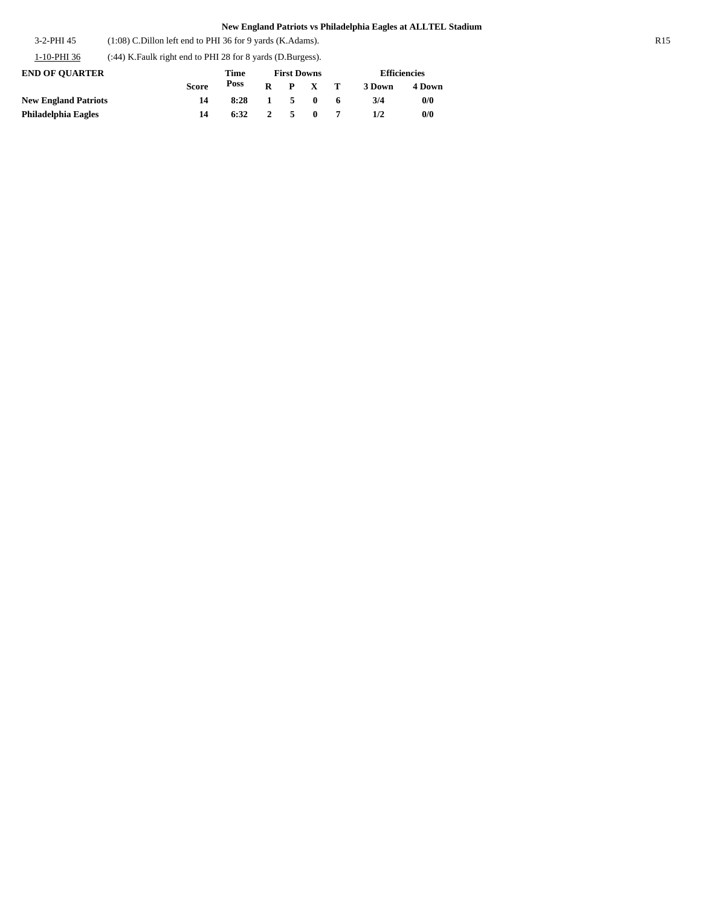3-2-PHI 45 (1:08) C.Dillon left end to PHI 36 for 9 yards (K.Adams).

R15

1-10-PHI 36 (:44) K.Faulk right end to PHI 28 for 8 yards (D.Burgess).

| END OF QUARTER | Score | Time Poss | First Downs R | P | X | T | Efficiencies 3 Down | 4 Down |
|---|---|---|---|---|---|---|---|---|
| **New England Patriots** | **14** | **8:28** | **1** | **5** | **0** | **6** | **3/4** | **0/0** |
| **Philadelphia Eagles** | **14** | **6:32** | **2** | **5** | **0** | **7** | **1/2** | **0/0** |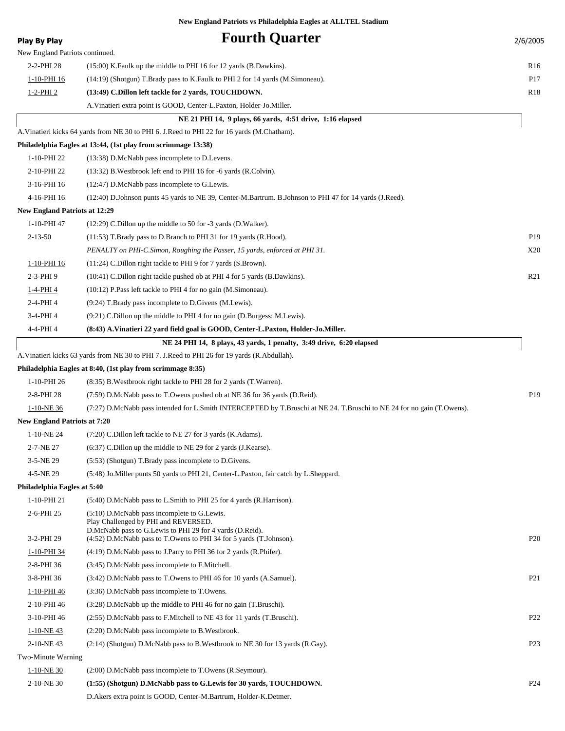**New England Patriots vs Philadelphia Eagles at ALLTEL Stadium**

**Play By Play** — 2/6/2005

# Fourth Quarter

New England Patriots continued.

| Down | Play | |
|---|---|---|
| 2-2-PHI 28 | (15:00) K.Faulk up the middle to PHI 16 for 12 yards (B.Dawkins). | R16 |
| 1-10-PHI 16 | (14:19) (Shotgun) T.Brady pass to K.Faulk to PHI 2 for 14 yards (M.Simoneau). | P17 |
| 1-2-PHI 2 | **(13:49) C.Dillon left tackle for 2 yards, TOUCHDOWN.** | R18 |
| | A.Vinatieri extra point is GOOD, Center-L.Paxton, Holder-Jo.Miller. | |

**NE 21 PHI 14, 9 plays, 66 yards, 4:51 drive, 1:16 elapsed**

A.Vinatieri kicks 64 yards from NE 30 to PHI 6. J.Reed to PHI 22 for 16 yards (M.Chatham).

**Philadelphia Eagles at 13:44, (1st play from scrimmage 13:38)**

| Down | Play | |
|---|---|---|
| 1-10-PHI 22 | (13:38) D.McNabb pass incomplete to D.Levens. | |
| 2-10-PHI 22 | (13:32) B.Westbrook left end to PHI 16 for -6 yards (R.Colvin). | |
| 3-16-PHI 16 | (12:47) D.McNabb pass incomplete to G.Lewis. | |
| 4-16-PHI 16 | (12:40) D.Johnson punts 45 yards to NE 39, Center-M.Bartrum. B.Johnson to PHI 47 for 14 yards (J.Reed). | |

**New England Patriots at 12:29**

| Down | Play | |
|---|---|---|
| 1-10-PHI 47 | (12:29) C.Dillon up the middle to 50 for -3 yards (D.Walker). | |
| 2-13-50 | (11:53) T.Brady pass to D.Branch to PHI 31 for 19 yards (R.Hood). | P19 |
| | *PENALTY on PHI-C.Simon, Roughing the Passer, 15 yards, enforced at PHI 31.* | X20 |
| 1-10-PHI 16 | (11:24) C.Dillon right tackle to PHI 9 for 7 yards (S.Brown). | |
| 2-3-PHI 9 | (10:41) C.Dillon right tackle pushed ob at PHI 4 for 5 yards (B.Dawkins). | R21 |
| 1-4-PHI 4 | (10:12) P.Pass left tackle to PHI 4 for no gain (M.Simoneau). | |
| 2-4-PHI 4 | (9:24) T.Brady pass incomplete to D.Givens (M.Lewis). | |
| 3-4-PHI 4 | (9:21) C.Dillon up the middle to PHI 4 for no gain (D.Burgess; M.Lewis). | |
| 4-4-PHI 4 | **(8:43) A.Vinatieri 22 yard field goal is GOOD, Center-L.Paxton, Holder-Jo.Miller.** | |

**NE 24 PHI 14, 8 plays, 43 yards, 1 penalty, 3:49 drive, 6:20 elapsed**

A.Vinatieri kicks 63 yards from NE 30 to PHI 7. J.Reed to PHI 26 for 19 yards (R.Abdullah).

**Philadelphia Eagles at 8:40, (1st play from scrimmage 8:35)**

| Down | Play | |
|---|---|---|
| 1-10-PHI 26 | (8:35) B.Westbrook right tackle to PHI 28 for 2 yards (T.Warren). | |
| 2-8-PHI 28 | (7:59) D.McNabb pass to T.Owens pushed ob at NE 36 for 36 yards (D.Reid). | P19 |
| 1-10-NE 36 | (7:27) D.McNabb pass intended for L.Smith INTERCEPTED by T.Bruschi at NE 24. T.Bruschi to NE 24 for no gain (T.Owens). | |

**New England Patriots at 7:20**

| Down | Play | |
|---|---|---|
| 1-10-NE 24 | (7:20) C.Dillon left tackle to NE 27 for 3 yards (K.Adams). | |
| 2-7-NE 27 | (6:37) C.Dillon up the middle to NE 29 for 2 yards (J.Kearse). | |
| 3-5-NE 29 | (5:53) (Shotgun) T.Brady pass incomplete to D.Givens. | |
| 4-5-NE 29 | (5:48) Jo.Miller punts 50 yards to PHI 21, Center-L.Paxton, fair catch by L.Sheppard. | |

**Philadelphia Eagles at 5:40**

| Down | Play | |
|---|---|---|
| 1-10-PHI 21 | (5:40) D.McNabb pass to L.Smith to PHI 25 for 4 yards (R.Harrison). | |
| 2-6-PHI 25 | (5:10) D.McNabb pass incomplete to G.Lewis. Play Challenged by PHI and REVERSED. D.McNabb pass to G.Lewis to PHI 29 for 4 yards (D.Reid). | |
| 3-2-PHI 29 | (4:52) D.McNabb pass to T.Owens to PHI 34 for 5 yards (T.Johnson). | P20 |
| 1-10-PHI 34 | (4:19) D.McNabb pass to J.Parry to PHI 36 for 2 yards (R.Phifer). | |
| 2-8-PHI 36 | (3:45) D.McNabb pass incomplete to F.Mitchell. | |
| 3-8-PHI 36 | (3:42) D.McNabb pass to T.Owens to PHI 46 for 10 yards (A.Samuel). | P21 |
| 1-10-PHI 46 | (3:36) D.McNabb pass incomplete to T.Owens. | |
| 2-10-PHI 46 | (3:28) D.McNabb up the middle to PHI 46 for no gain (T.Bruschi). | |
| 3-10-PHI 46 | (2:55) D.McNabb pass to F.Mitchell to NE 43 for 11 yards (T.Bruschi). | P22 |
| 1-10-NE 43 | (2:20) D.McNabb pass incomplete to B.Westbrook. | |
| 2-10-NE 43 | (2:14) (Shotgun) D.McNabb pass to B.Westbrook to NE 30 for 13 yards (R.Gay). | P23 |
| Two-Minute Warning | | |
| 1-10-NE 30 | (2:00) D.McNabb pass incomplete to T.Owens (R.Seymour). | |
| 2-10-NE 30 | **(1:55) (Shotgun) D.McNabb pass to G.Lewis for 30 yards, TOUCHDOWN.** | P24 |
| | D.Akers extra point is GOOD, Center-M.Bartrum, Holder-K.Detmer. | |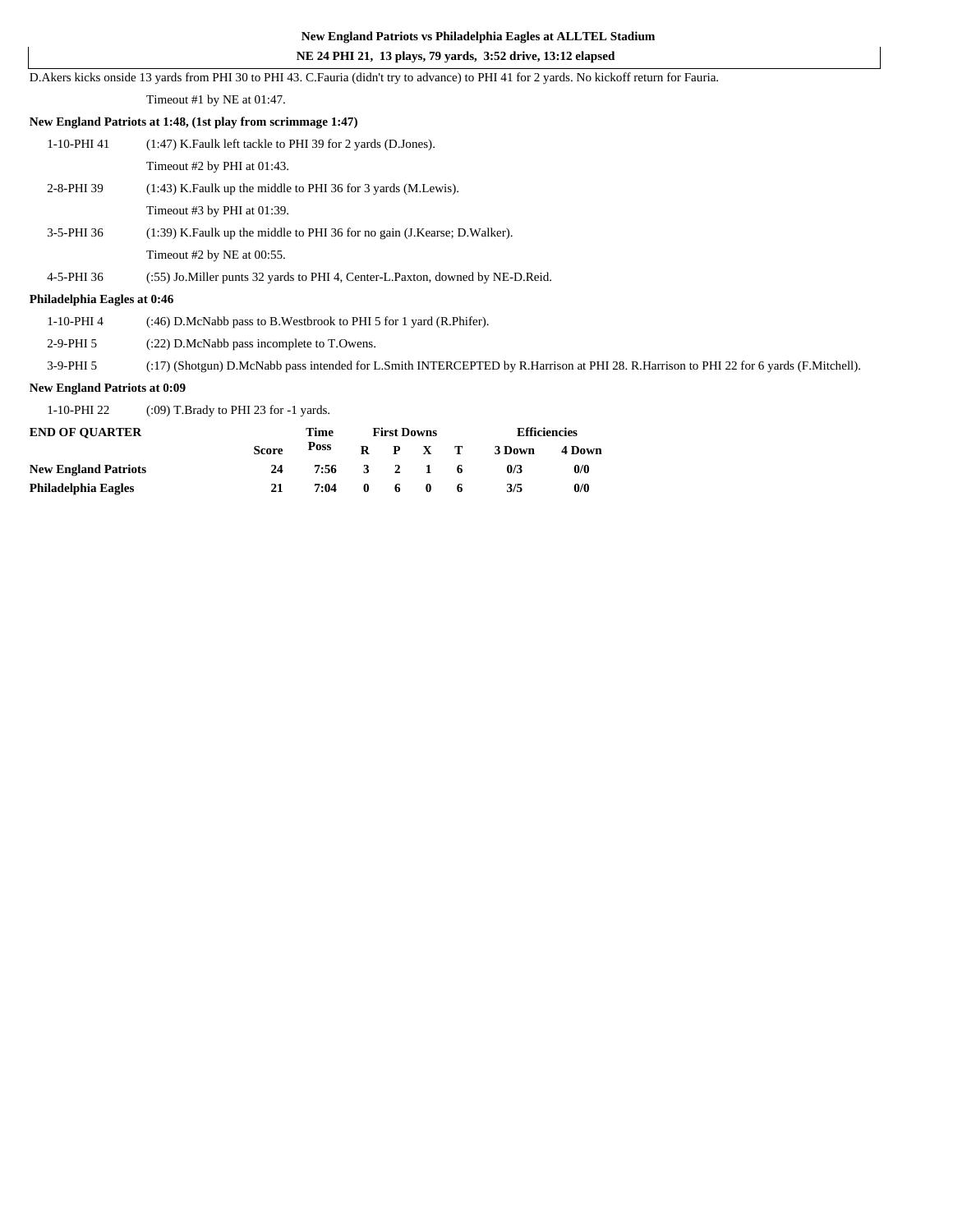**New England Patriots vs Philadelphia Eagles at ALLTEL Stadium**

**NE 24 PHI 21, 13 plays, 79 yards, 3:52 drive, 13:12 elapsed**

D.Akers kicks onside 13 yards from PHI 30 to PHI 43. C.Fauria (didn't try to advance) to PHI 41 for 2 yards. No kickoff return for Fauria.

Timeout #1 by NE at 01:47.

**New England Patriots at 1:48, (1st play from scrimmage 1:47)**

| | |
|---|---|
| 1-10-PHI 41 | (1:47) K.Faulk left tackle to PHI 39 for 2 yards (D.Jones). |
| | Timeout #2 by PHI at 01:43. |
| 2-8-PHI 39 | (1:43) K.Faulk up the middle to PHI 36 for 3 yards (M.Lewis). |
| | Timeout #3 by PHI at 01:39. |
| 3-5-PHI 36 | (1:39) K.Faulk up the middle to PHI 36 for no gain (J.Kearse; D.Walker). |
| | Timeout #2 by NE at 00:55. |
| 4-5-PHI 36 | (:55) Jo.Miller punts 32 yards to PHI 4, Center-L.Paxton, downed by NE-D.Reid. |

**Philadelphia Eagles at 0:46**

| | |
|---|---|
| 1-10-PHI 4 | (:46) D.McNabb pass to B.Westbrook to PHI 5 for 1 yard (R.Phifer). |
| 2-9-PHI 5 | (:22) D.McNabb pass incomplete to T.Owens. |
| 3-9-PHI 5 | (:17) (Shotgun) D.McNabb pass intended for L.Smith INTERCEPTED by R.Harrison at PHI 28. R.Harrison to PHI 22 for 6 yards (F.Mitchell). |

**New England Patriots at 0:09**

| | |
|---|---|
| 1-10-PHI 22 | (:09) T.Brady to PHI 23 for -1 yards. |

| END OF QUARTER | Score | Time Poss | First Downs R | P | X | T | Efficiencies 3 Down | 4 Down |
|---|---|---|---|---|---|---|---|---|
| **New England Patriots** | 24 | 7:56 | 3 | 2 | 1 | 6 | 0/3 | 0/0 |
| **Philadelphia Eagles** | 21 | 7:04 | 0 | 6 | 0 | 6 | 3/5 | 0/0 |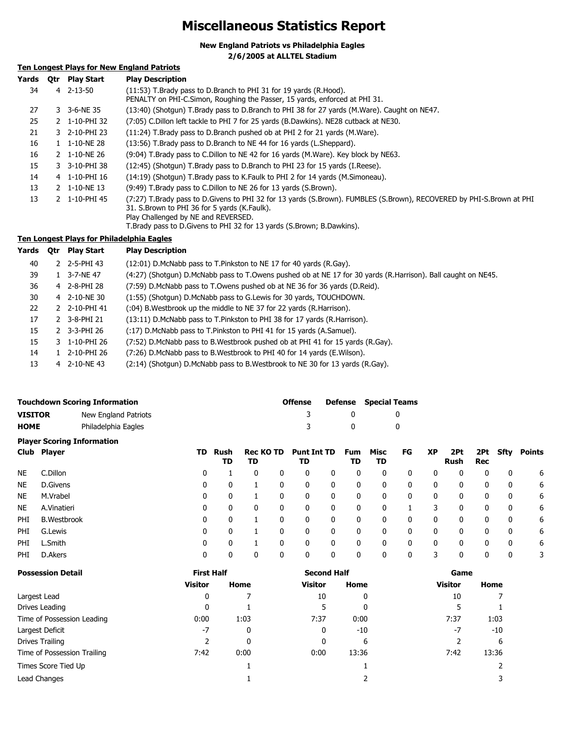# Miscellaneous Statistics Report

**New England Patriots vs Philadelphia Eagles**
**2/6/2005 at ALLTEL Stadium**

## Ten Longest Plays for New England Patriots

| Yards | Qtr | Play Start | Play Description |
|---|---|---|---|
| 34 | 4 | 2-13-50 | (11:53) T.Brady pass to D.Branch to PHI 31 for 19 yards (R.Hood). PENALTY on PHI-C.Simon, Roughing the Passer, 15 yards, enforced at PHI 31. |
| 27 | 3 | 3-6-NE 35 | (13:40) (Shotgun) T.Brady pass to D.Branch to PHI 38 for 27 yards (M.Ware). Caught on NE47. |
| 25 | 2 | 1-10-PHI 32 | (7:05) C.Dillon left tackle to PHI 7 for 25 yards (B.Dawkins). NE28 cutback at NE30. |
| 21 | 3 | 2-10-PHI 23 | (11:24) T.Brady pass to D.Branch pushed ob at PHI 2 for 21 yards (M.Ware). |
| 16 | 1 | 1-10-NE 28 | (13:56) T.Brady pass to D.Branch to NE 44 for 16 yards (L.Sheppard). |
| 16 | 2 | 1-10-NE 26 | (9:04) T.Brady pass to C.Dillon to NE 42 for 16 yards (M.Ware). Key block by NE63. |
| 15 | 3 | 3-10-PHI 38 | (12:45) (Shotgun) T.Brady pass to D.Branch to PHI 23 for 15 yards (I.Reese). |
| 14 | 4 | 1-10-PHI 16 | (14:19) (Shotgun) T.Brady pass to K.Faulk to PHI 2 for 14 yards (M.Simoneau). |
| 13 | 2 | 1-10-NE 13 | (9:49) T.Brady pass to C.Dillon to NE 26 for 13 yards (S.Brown). |
| 13 | 2 | 1-10-PHI 45 | (7:27) T.Brady pass to D.Givens to PHI 32 for 13 yards (S.Brown). FUMBLES (S.Brown), RECOVERED by PHI-S.Brown at PHI 31. S.Brown to PHI 36 for 5 yards (K.Faulk). Play Challenged by NE and REVERSED. T.Brady pass to D.Givens to PHI 32 for 13 yards (S.Brown; B.Dawkins). |

## Ten Longest Plays for Philadelphia Eagles

| Yards | Qtr | Play Start | Play Description |
|---|---|---|---|
| 40 | 2 | 2-5-PHI 43 | (12:01) D.McNabb pass to T.Pinkston to NE 17 for 40 yards (R.Gay). |
| 39 | 1 | 3-7-NE 47 | (4:27) (Shotgun) D.McNabb pass to T.Owens pushed ob at NE 17 for 30 yards (R.Harrison). Ball caught on NE45. |
| 36 | 4 | 2-8-PHI 28 | (7:59) D.McNabb pass to T.Owens pushed ob at NE 36 for 36 yards (D.Reid). |
| 30 | 4 | 2-10-NE 30 | (1:55) (Shotgun) D.McNabb pass to G.Lewis for 30 yards, TOUCHDOWN. |
| 22 | 2 | 2-10-PHI 41 | (:04) B.Westbrook up the middle to NE 37 for 22 yards (R.Harrison). |
| 17 | 2 | 3-8-PHI 21 | (13:11) D.McNabb pass to T.Pinkston to PHI 38 for 17 yards (R.Harrison). |
| 15 | 2 | 3-3-PHI 26 | (:17) D.McNabb pass to T.Pinkston to PHI 41 for 15 yards (A.Samuel). |
| 15 | 3 | 1-10-PHI 26 | (7:52) D.McNabb pass to B.Westbrook pushed ob at PHI 41 for 15 yards (R.Gay). |
| 14 | 1 | 2-10-PHI 26 | (7:26) D.McNabb pass to B.Westbrook to PHI 40 for 14 yards (E.Wilson). |
| 13 | 4 | 2-10-NE 43 | (2:14) (Shotgun) D.McNabb pass to B.Westbrook to NE 30 for 13 yards (R.Gay). |

## Touchdown Scoring Information

| | | Offense | Defense | Special Teams |
|---|---|---|---|---|
| **VISITOR** | New England Patriots | 3 | 0 | 0 |
| **HOME** | Philadelphia Eagles | 3 | 0 | 0 |

### Player Scoring Information

| Club | Player | TD | Rush TD | Rec TD | KO TD | Punt TD | Int TD | Fum TD | Misc TD | FG | XP | 2Pt Rush | 2Pt Rec | Sfty | Points |
|---|---|---|---|---|---|---|---|---|---|---|---|---|---|---|---|
| NE | C.Dillon | 0 | 1 | 0 | 0 | 0 | 0 | 0 | 0 | 0 | 0 | 0 | 0 | 0 | 6 |
| NE | D.Givens | 0 | 0 | 1 | 0 | 0 | 0 | 0 | 0 | 0 | 0 | 0 | 0 | 0 | 6 |
| NE | M.Vrabel | 0 | 0 | 1 | 0 | 0 | 0 | 0 | 0 | 0 | 0 | 0 | 0 | 0 | 6 |
| NE | A.Vinatieri | 0 | 0 | 0 | 0 | 0 | 0 | 0 | 0 | 1 | 3 | 0 | 0 | 0 | 6 |
| PHI | B.Westbrook | 0 | 0 | 1 | 0 | 0 | 0 | 0 | 0 | 0 | 0 | 0 | 0 | 0 | 6 |
| PHI | G.Lewis | 0 | 0 | 1 | 0 | 0 | 0 | 0 | 0 | 0 | 0 | 0 | 0 | 0 | 6 |
| PHI | L.Smith | 0 | 0 | 1 | 0 | 0 | 0 | 0 | 0 | 0 | 0 | 0 | 0 | 0 | 6 |
| PHI | D.Akers | 0 | 0 | 0 | 0 | 0 | 0 | 0 | 0 | 0 | 3 | 0 | 0 | 0 | 3 |

## Possession Detail

| | First Half | | Second Half | | Game | |
|---|---|---|---|---|---|---|
| | Visitor | Home | Visitor | Home | Visitor | Home |
| Largest Lead | 0 | 7 | 10 | 0 | 10 | 7 |
| Drives Leading | 0 | 1 | 5 | 0 | 5 | 1 |
| Time of Possession Leading | 0:00 | 1:03 | 7:37 | 0:00 | 7:37 | 1:03 |
| Largest Deficit | -7 | 0 | 0 | -10 | -7 | -10 |
| Drives Trailing | 2 | 0 | 0 | 6 | 2 | 6 |
| Time of Possession Trailing | 7:42 | 0:00 | 0:00 | 13:36 | 7:42 | 13:36 |
| Times Score Tied Up | | 1 | | 1 | | 2 |
| Lead Changes | | 1 | | 2 | | 3 |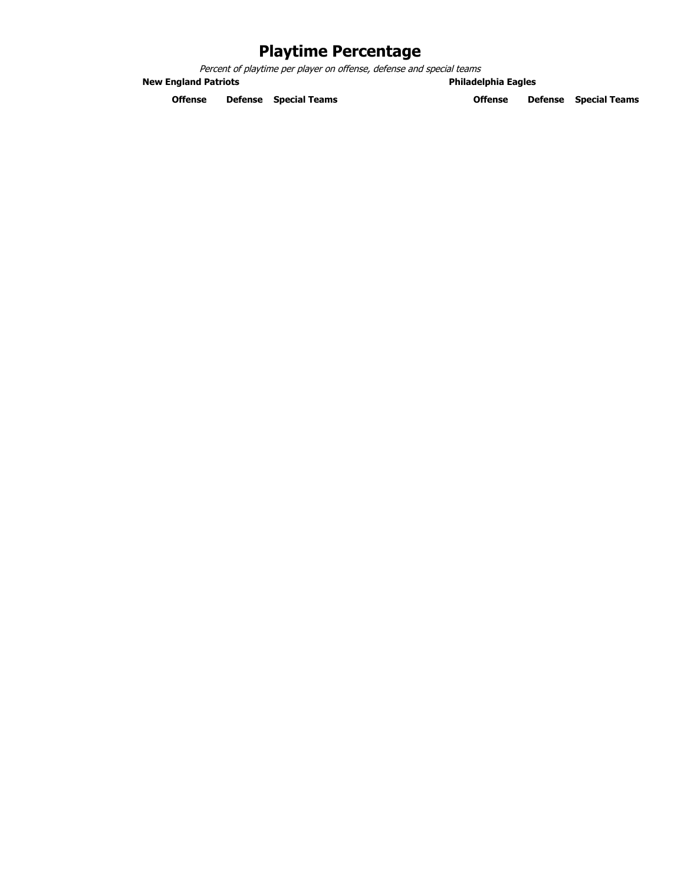# Playtime Percentage

*Percent of playtime per player on offense, defense and special teams*

**New England Patriots**

| Offense | Defense | Special Teams |
|---|---|---|

**Philadelphia Eagles**

| Offense | Defense | Special Teams |
|---|---|---|